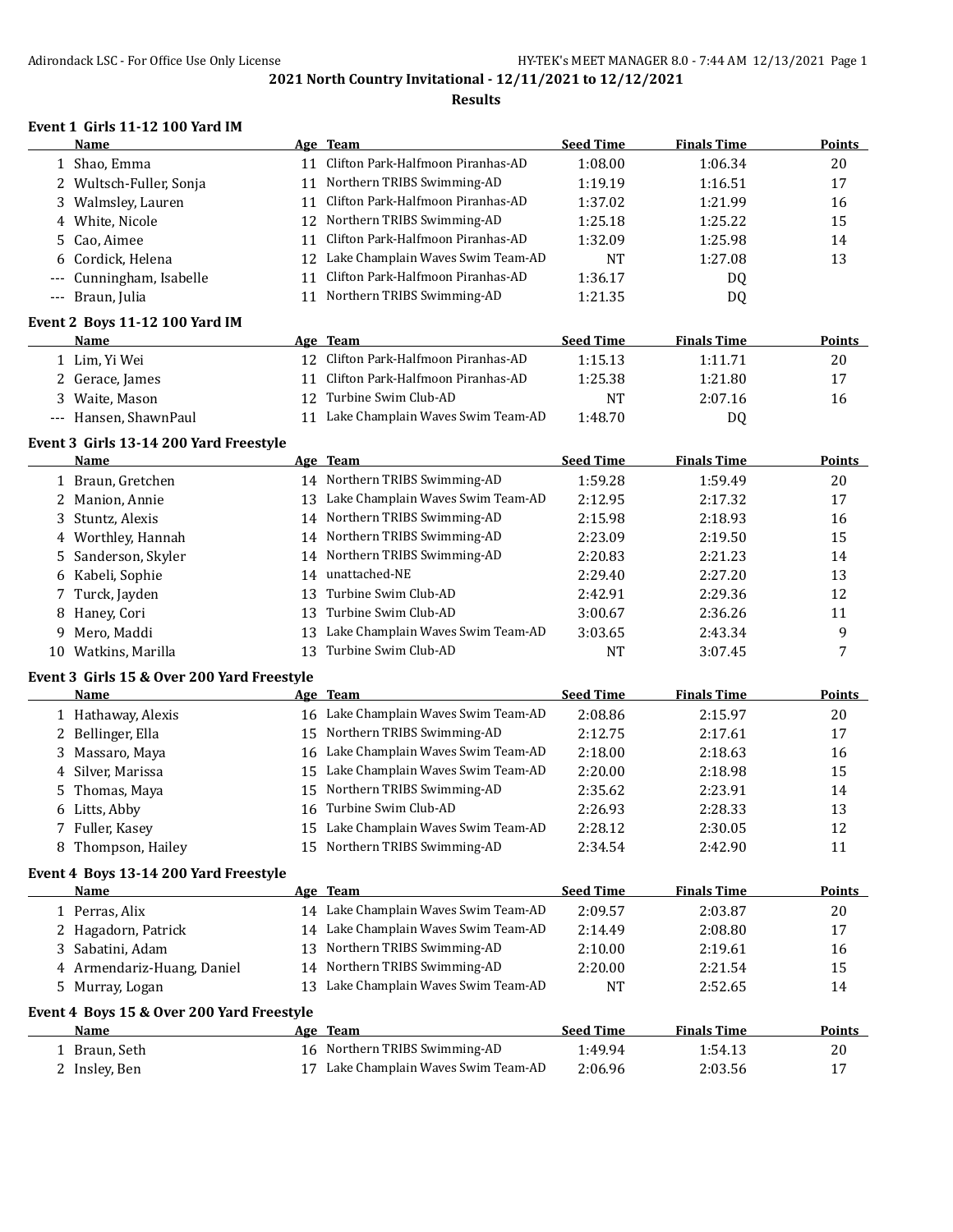# 2021 North Country Invitational - 12/11/2021 to 12/12/2021

## Results

### Event 1 Girls 11-12 100 Yard IM

| | Name | Age | Team | Seed Time | Finals Time | Points |
|---|---|---|---|---|---|---|
| 1 | Shao, Emma | 11 | Clifton Park-Halfmoon Piranhas-AD | 1:08.00 | 1:06.34 | 20 |
| 2 | Wultsch-Fuller, Sonja | 11 | Northern TRIBS Swimming-AD | 1:19.19 | 1:16.51 | 17 |
| 3 | Walmsley, Lauren | 11 | Clifton Park-Halfmoon Piranhas-AD | 1:37.02 | 1:21.99 | 16 |
| 4 | White, Nicole | 12 | Northern TRIBS Swimming-AD | 1:25.18 | 1:25.22 | 15 |
| 5 | Cao, Aimee | 11 | Clifton Park-Halfmoon Piranhas-AD | 1:32.09 | 1:25.98 | 14 |
| 6 | Cordick, Helena | 12 | Lake Champlain Waves Swim Team-AD | NT | 1:27.08 | 13 |
| --- | Cunningham, Isabelle | 11 | Clifton Park-Halfmoon Piranhas-AD | 1:36.17 | DQ | |
| --- | Braun, Julia | 11 | Northern TRIBS Swimming-AD | 1:21.35 | DQ | |

### Event 2 Boys 11-12 100 Yard IM

| | Name | Age | Team | Seed Time | Finals Time | Points |
|---|---|---|---|---|---|---|
| 1 | Lim, Yi Wei | 12 | Clifton Park-Halfmoon Piranhas-AD | 1:15.13 | 1:11.71 | 20 |
| 2 | Gerace, James | 11 | Clifton Park-Halfmoon Piranhas-AD | 1:25.38 | 1:21.80 | 17 |
| 3 | Waite, Mason | 12 | Turbine Swim Club-AD | NT | 2:07.16 | 16 |
| --- | Hansen, ShawnPaul | 11 | Lake Champlain Waves Swim Team-AD | 1:48.70 | DQ | |

### Event 3 Girls 13-14 200 Yard Freestyle

| | Name | Age | Team | Seed Time | Finals Time | Points |
|---|---|---|---|---|---|---|
| 1 | Braun, Gretchen | 14 | Northern TRIBS Swimming-AD | 1:59.28 | 1:59.49 | 20 |
| 2 | Manion, Annie | 13 | Lake Champlain Waves Swim Team-AD | 2:12.95 | 2:17.32 | 17 |
| 3 | Stuntz, Alexis | 14 | Northern TRIBS Swimming-AD | 2:15.98 | 2:18.93 | 16 |
| 4 | Worthley, Hannah | 14 | Northern TRIBS Swimming-AD | 2:23.09 | 2:19.50 | 15 |
| 5 | Sanderson, Skyler | 14 | Northern TRIBS Swimming-AD | 2:20.83 | 2:21.23 | 14 |
| 6 | Kabeli, Sophie | 14 | unattached-NE | 2:29.40 | 2:27.20 | 13 |
| 7 | Turck, Jayden | 13 | Turbine Swim Club-AD | 2:42.91 | 2:29.36 | 12 |
| 8 | Haney, Cori | 13 | Turbine Swim Club-AD | 3:00.67 | 2:36.26 | 11 |
| 9 | Mero, Maddi | 13 | Lake Champlain Waves Swim Team-AD | 3:03.65 | 2:43.34 | 9 |
| 10 | Watkins, Marilla | 13 | Turbine Swim Club-AD | NT | 3:07.45 | 7 |

### Event 3 Girls 15 & Over 200 Yard Freestyle

| | Name | Age | Team | Seed Time | Finals Time | Points |
|---|---|---|---|---|---|---|
| 1 | Hathaway, Alexis | 16 | Lake Champlain Waves Swim Team-AD | 2:08.86 | 2:15.97 | 20 |
| 2 | Bellinger, Ella | 15 | Northern TRIBS Swimming-AD | 2:12.75 | 2:17.61 | 17 |
| 3 | Massaro, Maya | 16 | Lake Champlain Waves Swim Team-AD | 2:18.00 | 2:18.63 | 16 |
| 4 | Silver, Marissa | 15 | Lake Champlain Waves Swim Team-AD | 2:20.00 | 2:18.98 | 15 |
| 5 | Thomas, Maya | 15 | Northern TRIBS Swimming-AD | 2:35.62 | 2:23.91 | 14 |
| 6 | Litts, Abby | 16 | Turbine Swim Club-AD | 2:26.93 | 2:28.33 | 13 |
| 7 | Fuller, Kasey | 15 | Lake Champlain Waves Swim Team-AD | 2:28.12 | 2:30.05 | 12 |
| 8 | Thompson, Hailey | 15 | Northern TRIBS Swimming-AD | 2:34.54 | 2:42.90 | 11 |

### Event 4 Boys 13-14 200 Yard Freestyle

| | Name | Age | Team | Seed Time | Finals Time | Points |
|---|---|---|---|---|---|---|
| 1 | Perras, Alix | 14 | Lake Champlain Waves Swim Team-AD | 2:09.57 | 2:03.87 | 20 |
| 2 | Hagadorn, Patrick | 14 | Lake Champlain Waves Swim Team-AD | 2:14.49 | 2:08.80 | 17 |
| 3 | Sabatini, Adam | 13 | Northern TRIBS Swimming-AD | 2:10.00 | 2:19.61 | 16 |
| 4 | Armendariz-Huang, Daniel | 14 | Northern TRIBS Swimming-AD | 2:20.00 | 2:21.54 | 15 |
| 5 | Murray, Logan | 13 | Lake Champlain Waves Swim Team-AD | NT | 2:52.65 | 14 |

### Event 4 Boys 15 & Over 200 Yard Freestyle

| | Name | Age | Team | Seed Time | Finals Time | Points |
|---|---|---|---|---|---|---|
| 1 | Braun, Seth | 16 | Northern TRIBS Swimming-AD | 1:49.94 | 1:54.13 | 20 |
| 2 | Insley, Ben | 17 | Lake Champlain Waves Swim Team-AD | 2:06.96 | 2:03.56 | 17 |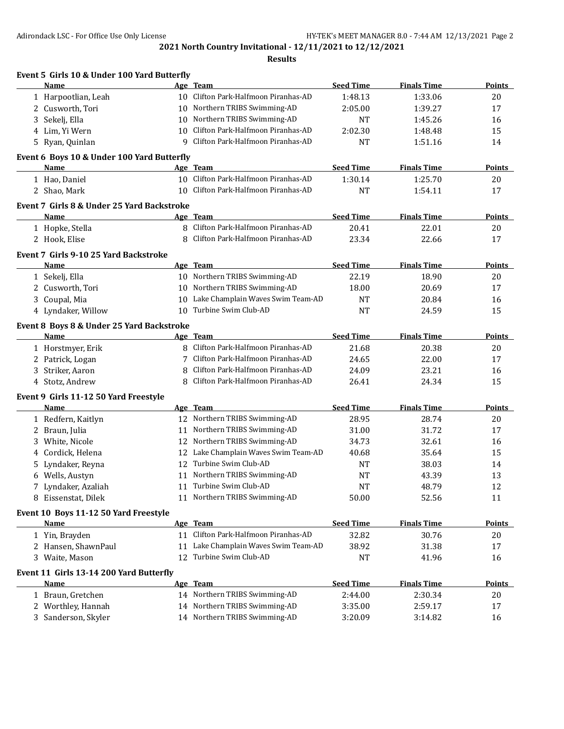## 2021 North Country Invitational - 12/11/2021 to 12/12/2021

### Results

**Event 5 Girls 10 & Under 100 Yard Butterfly**

| | Name | Age | Team | Seed Time | Finals Time | Points |
|---|---|---|---|---|---|---|
| 1 | Harpootlian, Leah | 10 | Clifton Park-Halfmoon Piranhas-AD | 1:48.13 | 1:33.06 | 20 |
| 2 | Cusworth, Tori | 10 | Northern TRIBS Swimming-AD | 2:05.00 | 1:39.27 | 17 |
| 3 | Sekelj, Ella | 10 | Northern TRIBS Swimming-AD | NT | 1:45.26 | 16 |
| 4 | Lim, Yi Wern | 10 | Clifton Park-Halfmoon Piranhas-AD | 2:02.30 | 1:48.48 | 15 |
| 5 | Ryan, Quinlan | 9 | Clifton Park-Halfmoon Piranhas-AD | NT | 1:51.16 | 14 |

**Event 6 Boys 10 & Under 100 Yard Butterfly**

| | Name | Age | Team | Seed Time | Finals Time | Points |
|---|---|---|---|---|---|---|
| 1 | Hao, Daniel | 10 | Clifton Park-Halfmoon Piranhas-AD | 1:30.14 | 1:25.70 | 20 |
| 2 | Shao, Mark | 10 | Clifton Park-Halfmoon Piranhas-AD | NT | 1:54.11 | 17 |

**Event 7 Girls 8 & Under 25 Yard Backstroke**

| | Name | Age | Team | Seed Time | Finals Time | Points |
|---|---|---|---|---|---|---|
| 1 | Hopke, Stella | 8 | Clifton Park-Halfmoon Piranhas-AD | 20.41 | 22.01 | 20 |
| 2 | Hook, Elise | 8 | Clifton Park-Halfmoon Piranhas-AD | 23.34 | 22.66 | 17 |

**Event 7 Girls 9-10 25 Yard Backstroke**

| | Name | Age | Team | Seed Time | Finals Time | Points |
|---|---|---|---|---|---|---|
| 1 | Sekelj, Ella | 10 | Northern TRIBS Swimming-AD | 22.19 | 18.90 | 20 |
| 2 | Cusworth, Tori | 10 | Northern TRIBS Swimming-AD | 18.00 | 20.69 | 17 |
| 3 | Coupal, Mia | 10 | Lake Champlain Waves Swim Team-AD | NT | 20.84 | 16 |
| 4 | Lyndaker, Willow | 10 | Turbine Swim Club-AD | NT | 24.59 | 15 |

**Event 8 Boys 8 & Under 25 Yard Backstroke**

| | Name | Age | Team | Seed Time | Finals Time | Points |
|---|---|---|---|---|---|---|
| 1 | Horstmyer, Erik | 8 | Clifton Park-Halfmoon Piranhas-AD | 21.68 | 20.38 | 20 |
| 2 | Patrick, Logan | 7 | Clifton Park-Halfmoon Piranhas-AD | 24.65 | 22.00 | 17 |
| 3 | Striker, Aaron | 8 | Clifton Park-Halfmoon Piranhas-AD | 24.09 | 23.21 | 16 |
| 4 | Stotz, Andrew | 8 | Clifton Park-Halfmoon Piranhas-AD | 26.41 | 24.34 | 15 |

**Event 9 Girls 11-12 50 Yard Freestyle**

| | Name | Age | Team | Seed Time | Finals Time | Points |
|---|---|---|---|---|---|---|
| 1 | Redfern, Kaitlyn | 12 | Northern TRIBS Swimming-AD | 28.95 | 28.74 | 20 |
| 2 | Braun, Julia | 11 | Northern TRIBS Swimming-AD | 31.00 | 31.72 | 17 |
| 3 | White, Nicole | 12 | Northern TRIBS Swimming-AD | 34.73 | 32.61 | 16 |
| 4 | Cordick, Helena | 12 | Lake Champlain Waves Swim Team-AD | 40.68 | 35.64 | 15 |
| 5 | Lyndaker, Reyna | 12 | Turbine Swim Club-AD | NT | 38.03 | 14 |
| 6 | Wells, Austyn | 11 | Northern TRIBS Swimming-AD | NT | 43.39 | 13 |
| 7 | Lyndaker, Azaliah | 11 | Turbine Swim Club-AD | NT | 48.79 | 12 |
| 8 | Eissenstat, Dilek | 11 | Northern TRIBS Swimming-AD | 50.00 | 52.56 | 11 |

**Event 10 Boys 11-12 50 Yard Freestyle**

| | Name | Age | Team | Seed Time | Finals Time | Points |
|---|---|---|---|---|---|---|
| 1 | Yin, Brayden | 11 | Clifton Park-Halfmoon Piranhas-AD | 32.82 | 30.76 | 20 |
| 2 | Hansen, ShawnPaul | 11 | Lake Champlain Waves Swim Team-AD | 38.92 | 31.38 | 17 |
| 3 | Waite, Mason | 12 | Turbine Swim Club-AD | NT | 41.96 | 16 |

**Event 11 Girls 13-14 200 Yard Butterfly**

| | Name | Age | Team | Seed Time | Finals Time | Points |
|---|---|---|---|---|---|---|
| 1 | Braun, Gretchen | 14 | Northern TRIBS Swimming-AD | 2:44.00 | 2:30.34 | 20 |
| 2 | Worthley, Hannah | 14 | Northern TRIBS Swimming-AD | 3:35.00 | 2:59.17 | 17 |
| 3 | Sanderson, Skyler | 14 | Northern TRIBS Swimming-AD | 3:20.09 | 3:14.82 | 16 |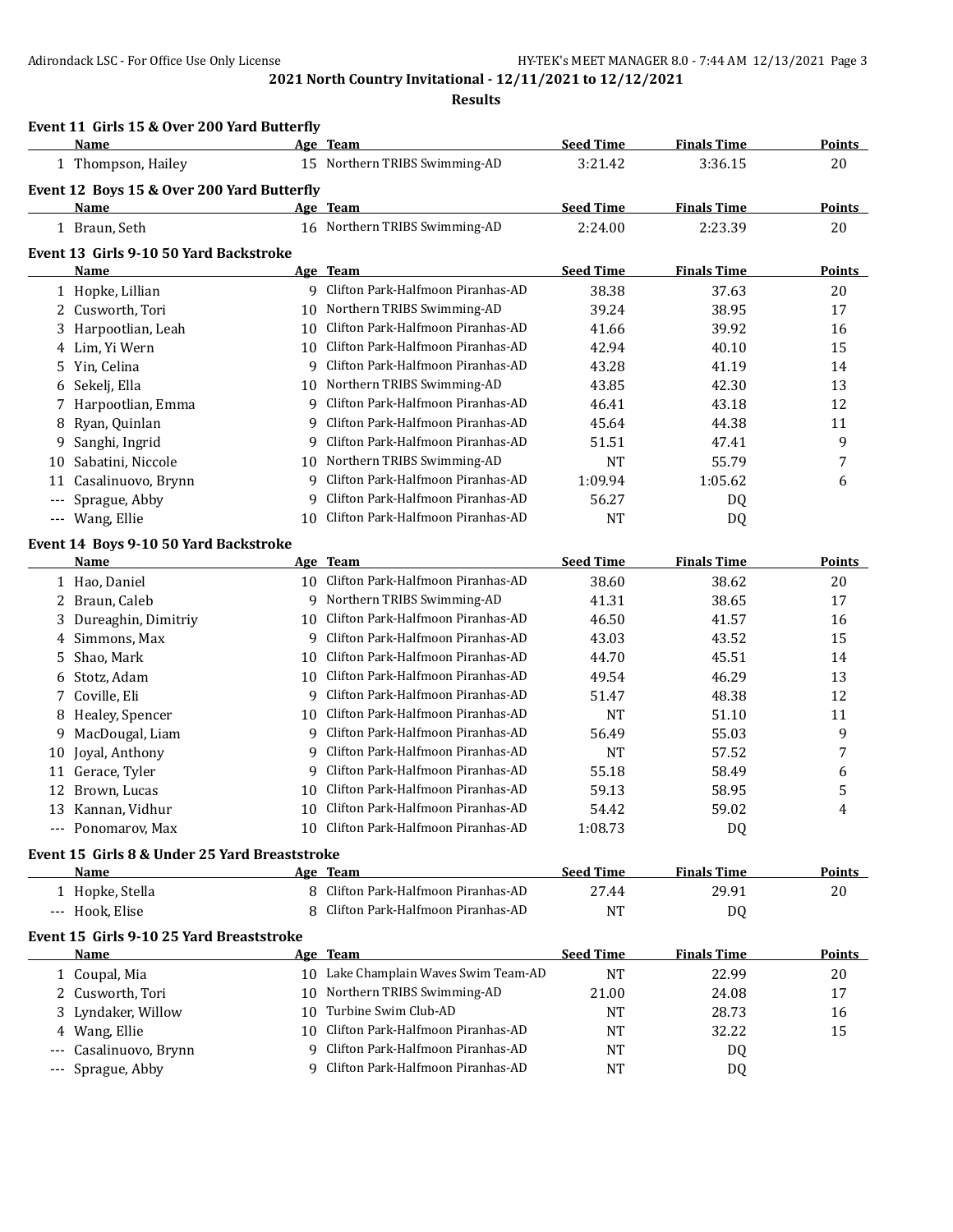## 2021 North Country Invitational - 12/11/2021 to 12/12/2021

### Results

**Event 11 Girls 15 & Over 200 Yard Butterfly**

| | Name | Age | Team | Seed Time | Finals Time | Points |
|---|---|---|---|---|---|---|
| 1 | Thompson, Hailey | 15 | Northern TRIBS Swimming-AD | 3:21.42 | 3:36.15 | 20 |

**Event 12 Boys 15 & Over 200 Yard Butterfly**

| | Name | Age | Team | Seed Time | Finals Time | Points |
|---|---|---|---|---|---|---|
| 1 | Braun, Seth | 16 | Northern TRIBS Swimming-AD | 2:24.00 | 2:23.39 | 20 |

**Event 13 Girls 9-10 50 Yard Backstroke**

| | Name | Age | Team | Seed Time | Finals Time | Points |
|---|---|---|---|---|---|---|
| 1 | Hopke, Lillian | 9 | Clifton Park-Halfmoon Piranhas-AD | 38.38 | 37.63 | 20 |
| 2 | Cusworth, Tori | 10 | Northern TRIBS Swimming-AD | 39.24 | 38.95 | 17 |
| 3 | Harpootlian, Leah | 10 | Clifton Park-Halfmoon Piranhas-AD | 41.66 | 39.92 | 16 |
| 4 | Lim, Yi Wern | 10 | Clifton Park-Halfmoon Piranhas-AD | 42.94 | 40.10 | 15 |
| 5 | Yin, Celina | 9 | Clifton Park-Halfmoon Piranhas-AD | 43.28 | 41.19 | 14 |
| 6 | Sekelj, Ella | 10 | Northern TRIBS Swimming-AD | 43.85 | 42.30 | 13 |
| 7 | Harpootlian, Emma | 9 | Clifton Park-Halfmoon Piranhas-AD | 46.41 | 43.18 | 12 |
| 8 | Ryan, Quinlan | 9 | Clifton Park-Halfmoon Piranhas-AD | 45.64 | 44.38 | 11 |
| 9 | Sanghi, Ingrid | 9 | Clifton Park-Halfmoon Piranhas-AD | 51.51 | 47.41 | 9 |
| 10 | Sabatini, Niccole | 10 | Northern TRIBS Swimming-AD | NT | 55.79 | 7 |
| 11 | Casalinuovo, Brynn | 9 | Clifton Park-Halfmoon Piranhas-AD | 1:09.94 | 1:05.62 | 6 |
| --- | Sprague, Abby | 9 | Clifton Park-Halfmoon Piranhas-AD | 56.27 | DQ | |
| --- | Wang, Ellie | 10 | Clifton Park-Halfmoon Piranhas-AD | NT | DQ | |

**Event 14 Boys 9-10 50 Yard Backstroke**

| | Name | Age | Team | Seed Time | Finals Time | Points |
|---|---|---|---|---|---|---|
| 1 | Hao, Daniel | 10 | Clifton Park-Halfmoon Piranhas-AD | 38.60 | 38.62 | 20 |
| 2 | Braun, Caleb | 9 | Northern TRIBS Swimming-AD | 41.31 | 38.65 | 17 |
| 3 | Dureaghin, Dimitriy | 10 | Clifton Park-Halfmoon Piranhas-AD | 46.50 | 41.57 | 16 |
| 4 | Simmons, Max | 9 | Clifton Park-Halfmoon Piranhas-AD | 43.03 | 43.52 | 15 |
| 5 | Shao, Mark | 10 | Clifton Park-Halfmoon Piranhas-AD | 44.70 | 45.51 | 14 |
| 6 | Stotz, Adam | 10 | Clifton Park-Halfmoon Piranhas-AD | 49.54 | 46.29 | 13 |
| 7 | Coville, Eli | 9 | Clifton Park-Halfmoon Piranhas-AD | 51.47 | 48.38 | 12 |
| 8 | Healey, Spencer | 10 | Clifton Park-Halfmoon Piranhas-AD | NT | 51.10 | 11 |
| 9 | MacDougal, Liam | 9 | Clifton Park-Halfmoon Piranhas-AD | 56.49 | 55.03 | 9 |
| 10 | Joyal, Anthony | 9 | Clifton Park-Halfmoon Piranhas-AD | NT | 57.52 | 7 |
| 11 | Gerace, Tyler | 9 | Clifton Park-Halfmoon Piranhas-AD | 55.18 | 58.49 | 6 |
| 12 | Brown, Lucas | 10 | Clifton Park-Halfmoon Piranhas-AD | 59.13 | 58.95 | 5 |
| 13 | Kannan, Vidhur | 10 | Clifton Park-Halfmoon Piranhas-AD | 54.42 | 59.02 | 4 |
| --- | Ponomarov, Max | 10 | Clifton Park-Halfmoon Piranhas-AD | 1:08.73 | DQ | |

**Event 15 Girls 8 & Under 25 Yard Breaststroke**

| | Name | Age | Team | Seed Time | Finals Time | Points |
|---|---|---|---|---|---|---|
| 1 | Hopke, Stella | 8 | Clifton Park-Halfmoon Piranhas-AD | 27.44 | 29.91 | 20 |
| --- | Hook, Elise | 8 | Clifton Park-Halfmoon Piranhas-AD | NT | DQ | |

**Event 15 Girls 9-10 25 Yard Breaststroke**

| | Name | Age | Team | Seed Time | Finals Time | Points |
|---|---|---|---|---|---|---|
| 1 | Coupal, Mia | 10 | Lake Champlain Waves Swim Team-AD | NT | 22.99 | 20 |
| 2 | Cusworth, Tori | 10 | Northern TRIBS Swimming-AD | 21.00 | 24.08 | 17 |
| 3 | Lyndaker, Willow | 10 | Turbine Swim Club-AD | NT | 28.73 | 16 |
| 4 | Wang, Ellie | 10 | Clifton Park-Halfmoon Piranhas-AD | NT | 32.22 | 15 |
| --- | Casalinuovo, Brynn | 9 | Clifton Park-Halfmoon Piranhas-AD | NT | DQ | |
| --- | Sprague, Abby | 9 | Clifton Park-Halfmoon Piranhas-AD | NT | DQ | |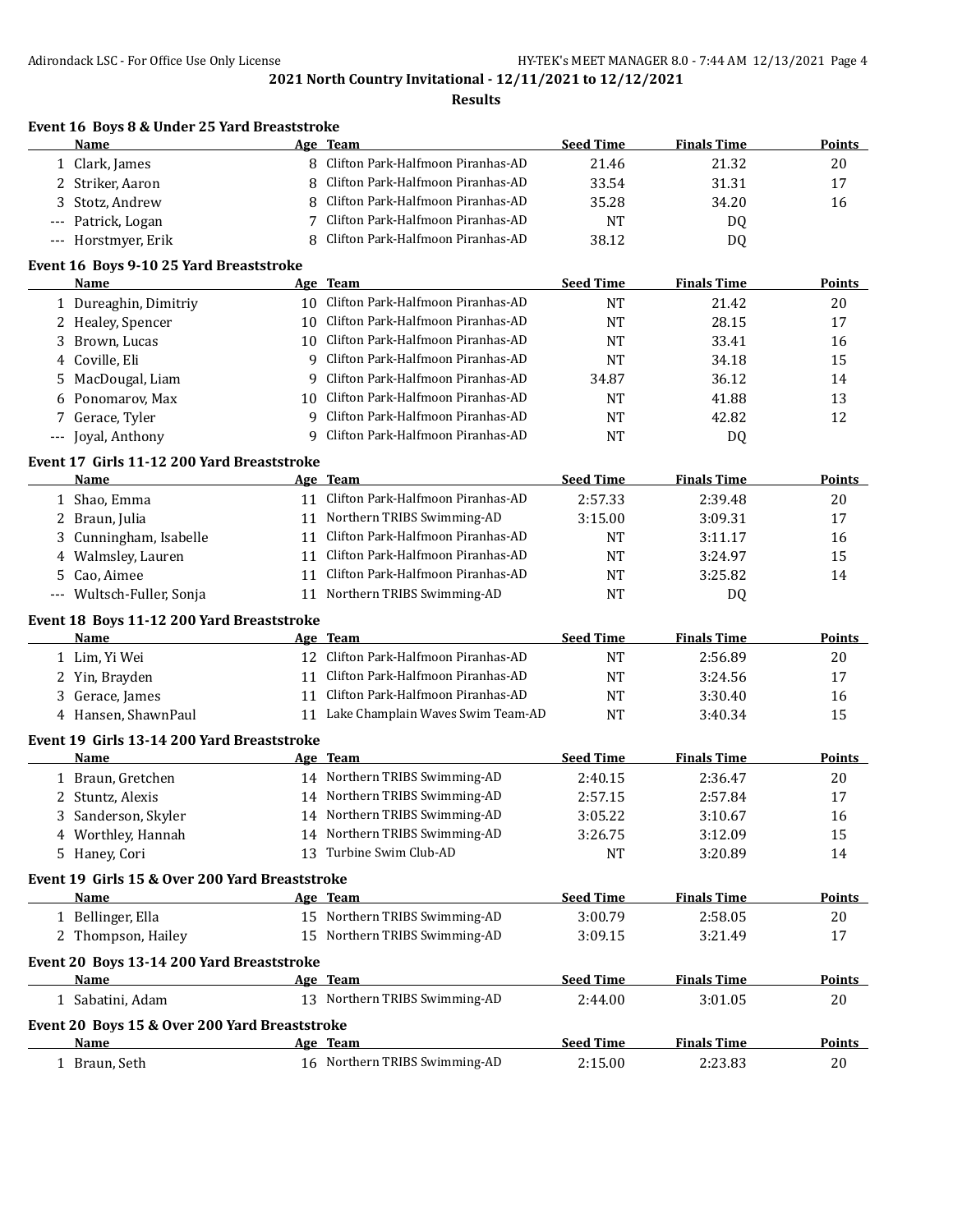## 2021 North Country Invitational - 12/11/2021 to 12/12/2021

### Results

#### Event 16 Boys 8 & Under 25 Yard Breaststroke

| | Name | Age | Team | Seed Time | Finals Time | Points |
|---|---|---|---|---|---|---|
| 1 | Clark, James | 8 | Clifton Park-Halfmoon Piranhas-AD | 21.46 | 21.32 | 20 |
| 2 | Striker, Aaron | 8 | Clifton Park-Halfmoon Piranhas-AD | 33.54 | 31.31 | 17 |
| 3 | Stotz, Andrew | 8 | Clifton Park-Halfmoon Piranhas-AD | 35.28 | 34.20 | 16 |
| --- | Patrick, Logan | 7 | Clifton Park-Halfmoon Piranhas-AD | NT | DQ | |
| --- | Horstmyer, Erik | 8 | Clifton Park-Halfmoon Piranhas-AD | 38.12 | DQ | |

#### Event 16 Boys 9-10 25 Yard Breaststroke

| | Name | Age | Team | Seed Time | Finals Time | Points |
|---|---|---|---|---|---|---|
| 1 | Dureaghin, Dimitriy | 10 | Clifton Park-Halfmoon Piranhas-AD | NT | 21.42 | 20 |
| 2 | Healey, Spencer | 10 | Clifton Park-Halfmoon Piranhas-AD | NT | 28.15 | 17 |
| 3 | Brown, Lucas | 10 | Clifton Park-Halfmoon Piranhas-AD | NT | 33.41 | 16 |
| 4 | Coville, Eli | 9 | Clifton Park-Halfmoon Piranhas-AD | NT | 34.18 | 15 |
| 5 | MacDougal, Liam | 9 | Clifton Park-Halfmoon Piranhas-AD | 34.87 | 36.12 | 14 |
| 6 | Ponomarov, Max | 10 | Clifton Park-Halfmoon Piranhas-AD | NT | 41.88 | 13 |
| 7 | Gerace, Tyler | 9 | Clifton Park-Halfmoon Piranhas-AD | NT | 42.82 | 12 |
| --- | Joyal, Anthony | 9 | Clifton Park-Halfmoon Piranhas-AD | NT | DQ | |

#### Event 17 Girls 11-12 200 Yard Breaststroke

| | Name | Age | Team | Seed Time | Finals Time | Points |
|---|---|---|---|---|---|---|
| 1 | Shao, Emma | 11 | Clifton Park-Halfmoon Piranhas-AD | 2:57.33 | 2:39.48 | 20 |
| 2 | Braun, Julia | 11 | Northern TRIBS Swimming-AD | 3:15.00 | 3:09.31 | 17 |
| 3 | Cunningham, Isabelle | 11 | Clifton Park-Halfmoon Piranhas-AD | NT | 3:11.17 | 16 |
| 4 | Walmsley, Lauren | 11 | Clifton Park-Halfmoon Piranhas-AD | NT | 3:24.97 | 15 |
| 5 | Cao, Aimee | 11 | Clifton Park-Halfmoon Piranhas-AD | NT | 3:25.82 | 14 |
| --- | Wultsch-Fuller, Sonja | 11 | Northern TRIBS Swimming-AD | NT | DQ | |

#### Event 18 Boys 11-12 200 Yard Breaststroke

| | Name | Age | Team | Seed Time | Finals Time | Points |
|---|---|---|---|---|---|---|
| 1 | Lim, Yi Wei | 12 | Clifton Park-Halfmoon Piranhas-AD | NT | 2:56.89 | 20 |
| 2 | Yin, Brayden | 11 | Clifton Park-Halfmoon Piranhas-AD | NT | 3:24.56 | 17 |
| 3 | Gerace, James | 11 | Clifton Park-Halfmoon Piranhas-AD | NT | 3:30.40 | 16 |
| 4 | Hansen, ShawnPaul | 11 | Lake Champlain Waves Swim Team-AD | NT | 3:40.34 | 15 |

#### Event 19 Girls 13-14 200 Yard Breaststroke

| | Name | Age | Team | Seed Time | Finals Time | Points |
|---|---|---|---|---|---|---|
| 1 | Braun, Gretchen | 14 | Northern TRIBS Swimming-AD | 2:40.15 | 2:36.47 | 20 |
| 2 | Stuntz, Alexis | 14 | Northern TRIBS Swimming-AD | 2:57.15 | 2:57.84 | 17 |
| 3 | Sanderson, Skyler | 14 | Northern TRIBS Swimming-AD | 3:05.22 | 3:10.67 | 16 |
| 4 | Worthley, Hannah | 14 | Northern TRIBS Swimming-AD | 3:26.75 | 3:12.09 | 15 |
| 5 | Haney, Cori | 13 | Turbine Swim Club-AD | NT | 3:20.89 | 14 |

#### Event 19 Girls 15 & Over 200 Yard Breaststroke

| | Name | Age | Team | Seed Time | Finals Time | Points |
|---|---|---|---|---|---|---|
| 1 | Bellinger, Ella | 15 | Northern TRIBS Swimming-AD | 3:00.79 | 2:58.05 | 20 |
| 2 | Thompson, Hailey | 15 | Northern TRIBS Swimming-AD | 3:09.15 | 3:21.49 | 17 |

#### Event 20 Boys 13-14 200 Yard Breaststroke

| | Name | Age | Team | Seed Time | Finals Time | Points |
|---|---|---|---|---|---|---|
| 1 | Sabatini, Adam | 13 | Northern TRIBS Swimming-AD | 2:44.00 | 3:01.05 | 20 |

#### Event 20 Boys 15 & Over 200 Yard Breaststroke

| | Name | Age | Team | Seed Time | Finals Time | Points |
|---|---|---|---|---|---|---|
| 1 | Braun, Seth | 16 | Northern TRIBS Swimming-AD | 2:15.00 | 2:23.83 | 20 |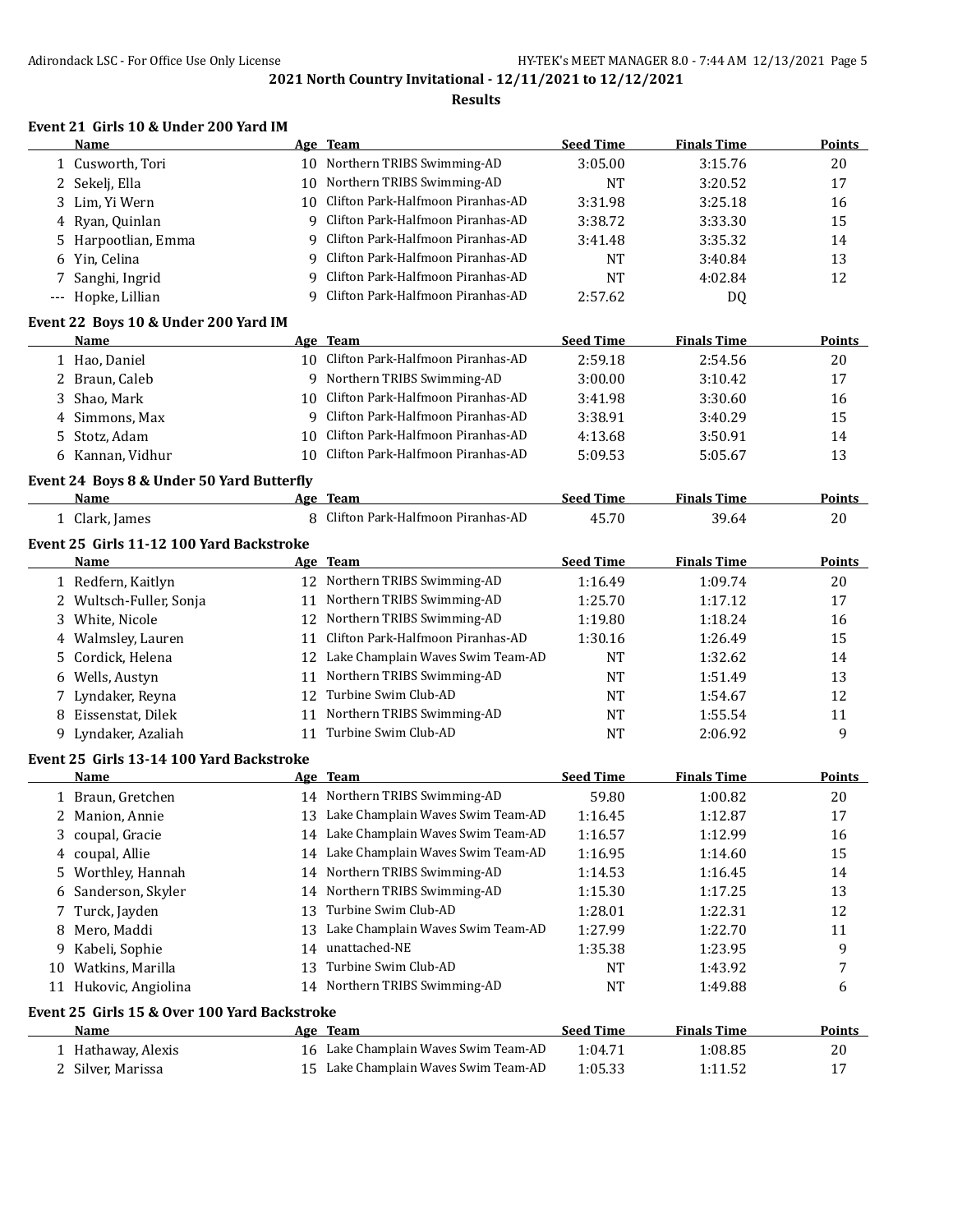**2021 North Country Invitational - 12/11/2021 to 12/12/2021**

**Results**

### Event 21 Girls 10 & Under 200 Yard IM

| | Name | Age | Team | Seed Time | Finals Time | Points |
|---|---|---|---|---|---|---|
| 1 | Cusworth, Tori | 10 | Northern TRIBS Swimming-AD | 3:05.00 | 3:15.76 | 20 |
| 2 | Sekelj, Ella | 10 | Northern TRIBS Swimming-AD | NT | 3:20.52 | 17 |
| 3 | Lim, Yi Wern | 10 | Clifton Park-Halfmoon Piranhas-AD | 3:31.98 | 3:25.18 | 16 |
| 4 | Ryan, Quinlan | 9 | Clifton Park-Halfmoon Piranhas-AD | 3:38.72 | 3:33.30 | 15 |
| 5 | Harpootlian, Emma | 9 | Clifton Park-Halfmoon Piranhas-AD | 3:41.48 | 3:35.32 | 14 |
| 6 | Yin, Celina | 9 | Clifton Park-Halfmoon Piranhas-AD | NT | 3:40.84 | 13 |
| 7 | Sanghi, Ingrid | 9 | Clifton Park-Halfmoon Piranhas-AD | NT | 4:02.84 | 12 |
| --- | Hopke, Lillian | 9 | Clifton Park-Halfmoon Piranhas-AD | 2:57.62 | DQ | |

### Event 22 Boys 10 & Under 200 Yard IM

| | Name | Age | Team | Seed Time | Finals Time | Points |
|---|---|---|---|---|---|---|
| 1 | Hao, Daniel | 10 | Clifton Park-Halfmoon Piranhas-AD | 2:59.18 | 2:54.56 | 20 |
| 2 | Braun, Caleb | 9 | Northern TRIBS Swimming-AD | 3:00.00 | 3:10.42 | 17 |
| 3 | Shao, Mark | 10 | Clifton Park-Halfmoon Piranhas-AD | 3:41.98 | 3:30.60 | 16 |
| 4 | Simmons, Max | 9 | Clifton Park-Halfmoon Piranhas-AD | 3:38.91 | 3:40.29 | 15 |
| 5 | Stotz, Adam | 10 | Clifton Park-Halfmoon Piranhas-AD | 4:13.68 | 3:50.91 | 14 |
| 6 | Kannan, Vidhur | 10 | Clifton Park-Halfmoon Piranhas-AD | 5:09.53 | 5:05.67 | 13 |

### Event 24 Boys 8 & Under 50 Yard Butterfly

| | Name | Age | Team | Seed Time | Finals Time | Points |
|---|---|---|---|---|---|---|
| 1 | Clark, James | 8 | Clifton Park-Halfmoon Piranhas-AD | 45.70 | 39.64 | 20 |

### Event 25 Girls 11-12 100 Yard Backstroke

| | Name | Age | Team | Seed Time | Finals Time | Points |
|---|---|---|---|---|---|---|
| 1 | Redfern, Kaitlyn | 12 | Northern TRIBS Swimming-AD | 1:16.49 | 1:09.74 | 20 |
| 2 | Wultsch-Fuller, Sonja | 11 | Northern TRIBS Swimming-AD | 1:25.70 | 1:17.12 | 17 |
| 3 | White, Nicole | 12 | Northern TRIBS Swimming-AD | 1:19.80 | 1:18.24 | 16 |
| 4 | Walmsley, Lauren | 11 | Clifton Park-Halfmoon Piranhas-AD | 1:30.16 | 1:26.49 | 15 |
| 5 | Cordick, Helena | 12 | Lake Champlain Waves Swim Team-AD | NT | 1:32.62 | 14 |
| 6 | Wells, Austyn | 11 | Northern TRIBS Swimming-AD | NT | 1:51.49 | 13 |
| 7 | Lyndaker, Reyna | 12 | Turbine Swim Club-AD | NT | 1:54.67 | 12 |
| 8 | Eissenstat, Dilek | 11 | Northern TRIBS Swimming-AD | NT | 1:55.54 | 11 |
| 9 | Lyndaker, Azaliah | 11 | Turbine Swim Club-AD | NT | 2:06.92 | 9 |

### Event 25 Girls 13-14 100 Yard Backstroke

| | Name | Age | Team | Seed Time | Finals Time | Points |
|---|---|---|---|---|---|---|
| 1 | Braun, Gretchen | 14 | Northern TRIBS Swimming-AD | 59.80 | 1:00.82 | 20 |
| 2 | Manion, Annie | 13 | Lake Champlain Waves Swim Team-AD | 1:16.45 | 1:12.87 | 17 |
| 3 | coupal, Gracie | 14 | Lake Champlain Waves Swim Team-AD | 1:16.57 | 1:12.99 | 16 |
| 4 | coupal, Allie | 14 | Lake Champlain Waves Swim Team-AD | 1:16.95 | 1:14.60 | 15 |
| 5 | Worthley, Hannah | 14 | Northern TRIBS Swimming-AD | 1:14.53 | 1:16.45 | 14 |
| 6 | Sanderson, Skyler | 14 | Northern TRIBS Swimming-AD | 1:15.30 | 1:17.25 | 13 |
| 7 | Turck, Jayden | 13 | Turbine Swim Club-AD | 1:28.01 | 1:22.31 | 12 |
| 8 | Mero, Maddi | 13 | Lake Champlain Waves Swim Team-AD | 1:27.99 | 1:22.70 | 11 |
| 9 | Kabeli, Sophie | 14 | unattached-NE | 1:35.38 | 1:23.95 | 9 |
| 10 | Watkins, Marilla | 13 | Turbine Swim Club-AD | NT | 1:43.92 | 7 |
| 11 | Hukovic, Angiolina | 14 | Northern TRIBS Swimming-AD | NT | 1:49.88 | 6 |

### Event 25 Girls 15 & Over 100 Yard Backstroke

| | Name | Age | Team | Seed Time | Finals Time | Points |
|---|---|---|---|---|---|---|
| 1 | Hathaway, Alexis | 16 | Lake Champlain Waves Swim Team-AD | 1:04.71 | 1:08.85 | 20 |
| 2 | Silver, Marissa | 15 | Lake Champlain Waves Swim Team-AD | 1:05.33 | 1:11.52 | 17 |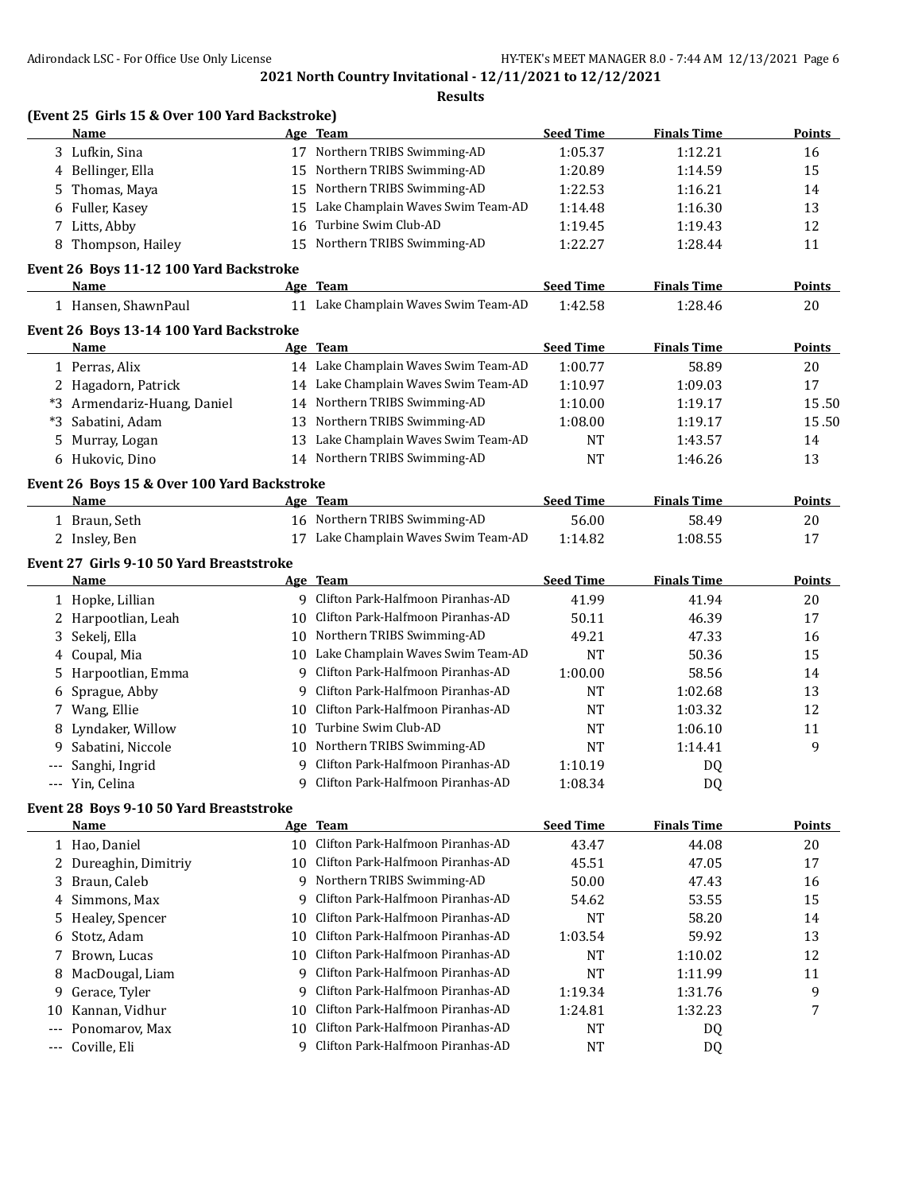## 2021 North Country Invitational - 12/11/2021 to 12/12/2021

### Results

**(Event 25 Girls 15 & Over 100 Yard Backstroke)**

| | Name | Age | Team | Seed Time | Finals Time | Points |
|---|---|---|---|---|---|---|
| 3 | Lufkin, Sina | 17 | Northern TRIBS Swimming-AD | 1:05.37 | 1:12.21 | 16 |
| 4 | Bellinger, Ella | 15 | Northern TRIBS Swimming-AD | 1:20.89 | 1:14.59 | 15 |
| 5 | Thomas, Maya | 15 | Northern TRIBS Swimming-AD | 1:22.53 | 1:16.21 | 14 |
| 6 | Fuller, Kasey | 15 | Lake Champlain Waves Swim Team-AD | 1:14.48 | 1:16.30 | 13 |
| 7 | Litts, Abby | 16 | Turbine Swim Club-AD | 1:19.45 | 1:19.43 | 12 |
| 8 | Thompson, Hailey | 15 | Northern TRIBS Swimming-AD | 1:22.27 | 1:28.44 | 11 |

**Event 26 Boys 11-12 100 Yard Backstroke**

| | Name | Age | Team | Seed Time | Finals Time | Points |
|---|---|---|---|---|---|---|
| 1 | Hansen, ShawnPaul | 11 | Lake Champlain Waves Swim Team-AD | 1:42.58 | 1:28.46 | 20 |

**Event 26 Boys 13-14 100 Yard Backstroke**

| | Name | Age | Team | Seed Time | Finals Time | Points |
|---|---|---|---|---|---|---|
| 1 | Perras, Alix | 14 | Lake Champlain Waves Swim Team-AD | 1:00.77 | 58.89 | 20 |
| 2 | Hagadorn, Patrick | 14 | Lake Champlain Waves Swim Team-AD | 1:10.97 | 1:09.03 | 17 |
| *3 | Armendariz-Huang, Daniel | 14 | Northern TRIBS Swimming-AD | 1:10.00 | 1:19.17 | 15.50 |
| *3 | Sabatini, Adam | 13 | Northern TRIBS Swimming-AD | 1:08.00 | 1:19.17 | 15.50 |
| 5 | Murray, Logan | 13 | Lake Champlain Waves Swim Team-AD | NT | 1:43.57 | 14 |
| 6 | Hukovic, Dino | 14 | Northern TRIBS Swimming-AD | NT | 1:46.26 | 13 |

**Event 26 Boys 15 & Over 100 Yard Backstroke**

| | Name | Age | Team | Seed Time | Finals Time | Points |
|---|---|---|---|---|---|---|
| 1 | Braun, Seth | 16 | Northern TRIBS Swimming-AD | 56.00 | 58.49 | 20 |
| 2 | Insley, Ben | 17 | Lake Champlain Waves Swim Team-AD | 1:14.82 | 1:08.55 | 17 |

**Event 27 Girls 9-10 50 Yard Breaststroke**

| | Name | Age | Team | Seed Time | Finals Time | Points |
|---|---|---|---|---|---|---|
| 1 | Hopke, Lillian | 9 | Clifton Park-Halfmoon Piranhas-AD | 41.99 | 41.94 | 20 |
| 2 | Harpootlian, Leah | 10 | Clifton Park-Halfmoon Piranhas-AD | 50.11 | 46.39 | 17 |
| 3 | Sekelj, Ella | 10 | Northern TRIBS Swimming-AD | 49.21 | 47.33 | 16 |
| 4 | Coupal, Mia | 10 | Lake Champlain Waves Swim Team-AD | NT | 50.36 | 15 |
| 5 | Harpootlian, Emma | 9 | Clifton Park-Halfmoon Piranhas-AD | 1:00.00 | 58.56 | 14 |
| 6 | Sprague, Abby | 9 | Clifton Park-Halfmoon Piranhas-AD | NT | 1:02.68 | 13 |
| 7 | Wang, Ellie | 10 | Clifton Park-Halfmoon Piranhas-AD | NT | 1:03.32 | 12 |
| 8 | Lyndaker, Willow | 10 | Turbine Swim Club-AD | NT | 1:06.10 | 11 |
| 9 | Sabatini, Niccole | 10 | Northern TRIBS Swimming-AD | NT | 1:14.41 | 9 |
| --- | Sanghi, Ingrid | 9 | Clifton Park-Halfmoon Piranhas-AD | 1:10.19 | DQ | |
| --- | Yin, Celina | 9 | Clifton Park-Halfmoon Piranhas-AD | 1:08.34 | DQ | |

**Event 28 Boys 9-10 50 Yard Breaststroke**

| | Name | Age | Team | Seed Time | Finals Time | Points |
|---|---|---|---|---|---|---|
| 1 | Hao, Daniel | 10 | Clifton Park-Halfmoon Piranhas-AD | 43.47 | 44.08 | 20 |
| 2 | Dureaghin, Dimitriy | 10 | Clifton Park-Halfmoon Piranhas-AD | 45.51 | 47.05 | 17 |
| 3 | Braun, Caleb | 9 | Northern TRIBS Swimming-AD | 50.00 | 47.43 | 16 |
| 4 | Simmons, Max | 9 | Clifton Park-Halfmoon Piranhas-AD | 54.62 | 53.55 | 15 |
| 5 | Healey, Spencer | 10 | Clifton Park-Halfmoon Piranhas-AD | NT | 58.20 | 14 |
| 6 | Stotz, Adam | 10 | Clifton Park-Halfmoon Piranhas-AD | 1:03.54 | 59.92 | 13 |
| 7 | Brown, Lucas | 10 | Clifton Park-Halfmoon Piranhas-AD | NT | 1:10.02 | 12 |
| 8 | MacDougal, Liam | 9 | Clifton Park-Halfmoon Piranhas-AD | NT | 1:11.99 | 11 |
| 9 | Gerace, Tyler | 9 | Clifton Park-Halfmoon Piranhas-AD | 1:19.34 | 1:31.76 | 9 |
| 10 | Kannan, Vidhur | 10 | Clifton Park-Halfmoon Piranhas-AD | 1:24.81 | 1:32.23 | 7 |
| --- | Ponomarov, Max | 10 | Clifton Park-Halfmoon Piranhas-AD | NT | DQ | |
| --- | Coville, Eli | 9 | Clifton Park-Halfmoon Piranhas-AD | NT | DQ | |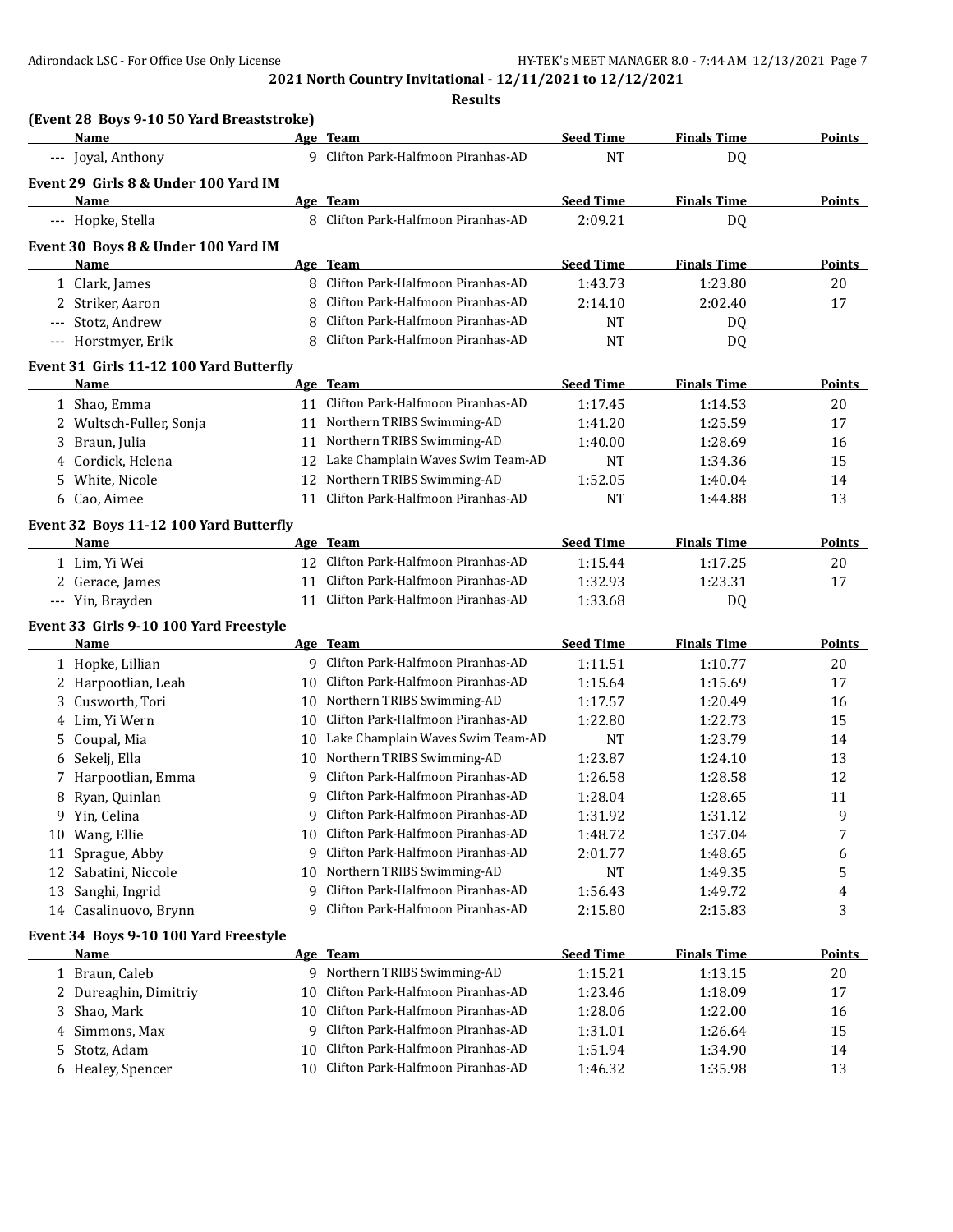**2021 North Country Invitational - 12/11/2021 to 12/12/2021**

**Results**

### (Event 28 Boys 9-10 50 Yard Breaststroke)

| | Name | Age | Team | Seed Time | Finals Time | Points |
|---|---|---|---|---|---|---|
| --- | Joyal, Anthony | 9 | Clifton Park-Halfmoon Piranhas-AD | NT | DQ | |

### Event 29 Girls 8 & Under 100 Yard IM

| | Name | Age | Team | Seed Time | Finals Time | Points |
|---|---|---|---|---|---|---|
| --- | Hopke, Stella | 8 | Clifton Park-Halfmoon Piranhas-AD | 2:09.21 | DQ | |

### Event 30 Boys 8 & Under 100 Yard IM

| | Name | Age | Team | Seed Time | Finals Time | Points |
|---|---|---|---|---|---|---|
| 1 | Clark, James | 8 | Clifton Park-Halfmoon Piranhas-AD | 1:43.73 | 1:23.80 | 20 |
| 2 | Striker, Aaron | 8 | Clifton Park-Halfmoon Piranhas-AD | 2:14.10 | 2:02.40 | 17 |
| --- | Stotz, Andrew | 8 | Clifton Park-Halfmoon Piranhas-AD | NT | DQ | |
| --- | Horstmyer, Erik | 8 | Clifton Park-Halfmoon Piranhas-AD | NT | DQ | |

### Event 31 Girls 11-12 100 Yard Butterfly

| | Name | Age | Team | Seed Time | Finals Time | Points |
|---|---|---|---|---|---|---|
| 1 | Shao, Emma | 11 | Clifton Park-Halfmoon Piranhas-AD | 1:17.45 | 1:14.53 | 20 |
| 2 | Wultsch-Fuller, Sonja | 11 | Northern TRIBS Swimming-AD | 1:41.20 | 1:25.59 | 17 |
| 3 | Braun, Julia | 11 | Northern TRIBS Swimming-AD | 1:40.00 | 1:28.69 | 16 |
| 4 | Cordick, Helena | 12 | Lake Champlain Waves Swim Team-AD | NT | 1:34.36 | 15 |
| 5 | White, Nicole | 12 | Northern TRIBS Swimming-AD | 1:52.05 | 1:40.04 | 14 |
| 6 | Cao, Aimee | 11 | Clifton Park-Halfmoon Piranhas-AD | NT | 1:44.88 | 13 |

### Event 32 Boys 11-12 100 Yard Butterfly

| | Name | Age | Team | Seed Time | Finals Time | Points |
|---|---|---|---|---|---|---|
| 1 | Lim, Yi Wei | 12 | Clifton Park-Halfmoon Piranhas-AD | 1:15.44 | 1:17.25 | 20 |
| 2 | Gerace, James | 11 | Clifton Park-Halfmoon Piranhas-AD | 1:32.93 | 1:23.31 | 17 |
| --- | Yin, Brayden | 11 | Clifton Park-Halfmoon Piranhas-AD | 1:33.68 | DQ | |

### Event 33 Girls 9-10 100 Yard Freestyle

| | Name | Age | Team | Seed Time | Finals Time | Points |
|---|---|---|---|---|---|---|
| 1 | Hopke, Lillian | 9 | Clifton Park-Halfmoon Piranhas-AD | 1:11.51 | 1:10.77 | 20 |
| 2 | Harpootlian, Leah | 10 | Clifton Park-Halfmoon Piranhas-AD | 1:15.64 | 1:15.69 | 17 |
| 3 | Cusworth, Tori | 10 | Northern TRIBS Swimming-AD | 1:17.57 | 1:20.49 | 16 |
| 4 | Lim, Yi Wern | 10 | Clifton Park-Halfmoon Piranhas-AD | 1:22.80 | 1:22.73 | 15 |
| 5 | Coupal, Mia | 10 | Lake Champlain Waves Swim Team-AD | NT | 1:23.79 | 14 |
| 6 | Sekelj, Ella | 10 | Northern TRIBS Swimming-AD | 1:23.87 | 1:24.10 | 13 |
| 7 | Harpootlian, Emma | 9 | Clifton Park-Halfmoon Piranhas-AD | 1:26.58 | 1:28.58 | 12 |
| 8 | Ryan, Quinlan | 9 | Clifton Park-Halfmoon Piranhas-AD | 1:28.04 | 1:28.65 | 11 |
| 9 | Yin, Celina | 9 | Clifton Park-Halfmoon Piranhas-AD | 1:31.92 | 1:31.12 | 9 |
| 10 | Wang, Ellie | 10 | Clifton Park-Halfmoon Piranhas-AD | 1:48.72 | 1:37.04 | 7 |
| 11 | Sprague, Abby | 9 | Clifton Park-Halfmoon Piranhas-AD | 2:01.77 | 1:48.65 | 6 |
| 12 | Sabatini, Niccole | 10 | Northern TRIBS Swimming-AD | NT | 1:49.35 | 5 |
| 13 | Sanghi, Ingrid | 9 | Clifton Park-Halfmoon Piranhas-AD | 1:56.43 | 1:49.72 | 4 |
| 14 | Casalinuovo, Brynn | 9 | Clifton Park-Halfmoon Piranhas-AD | 2:15.80 | 2:15.83 | 3 |

### Event 34 Boys 9-10 100 Yard Freestyle

| | Name | Age | Team | Seed Time | Finals Time | Points |
|---|---|---|---|---|---|---|
| 1 | Braun, Caleb | 9 | Northern TRIBS Swimming-AD | 1:15.21 | 1:13.15 | 20 |
| 2 | Dureaghin, Dimitriy | 10 | Clifton Park-Halfmoon Piranhas-AD | 1:23.46 | 1:18.09 | 17 |
| 3 | Shao, Mark | 10 | Clifton Park-Halfmoon Piranhas-AD | 1:28.06 | 1:22.00 | 16 |
| 4 | Simmons, Max | 9 | Clifton Park-Halfmoon Piranhas-AD | 1:31.01 | 1:26.64 | 15 |
| 5 | Stotz, Adam | 10 | Clifton Park-Halfmoon Piranhas-AD | 1:51.94 | 1:34.90 | 14 |
| 6 | Healey, Spencer | 10 | Clifton Park-Halfmoon Piranhas-AD | 1:46.32 | 1:35.98 | 13 |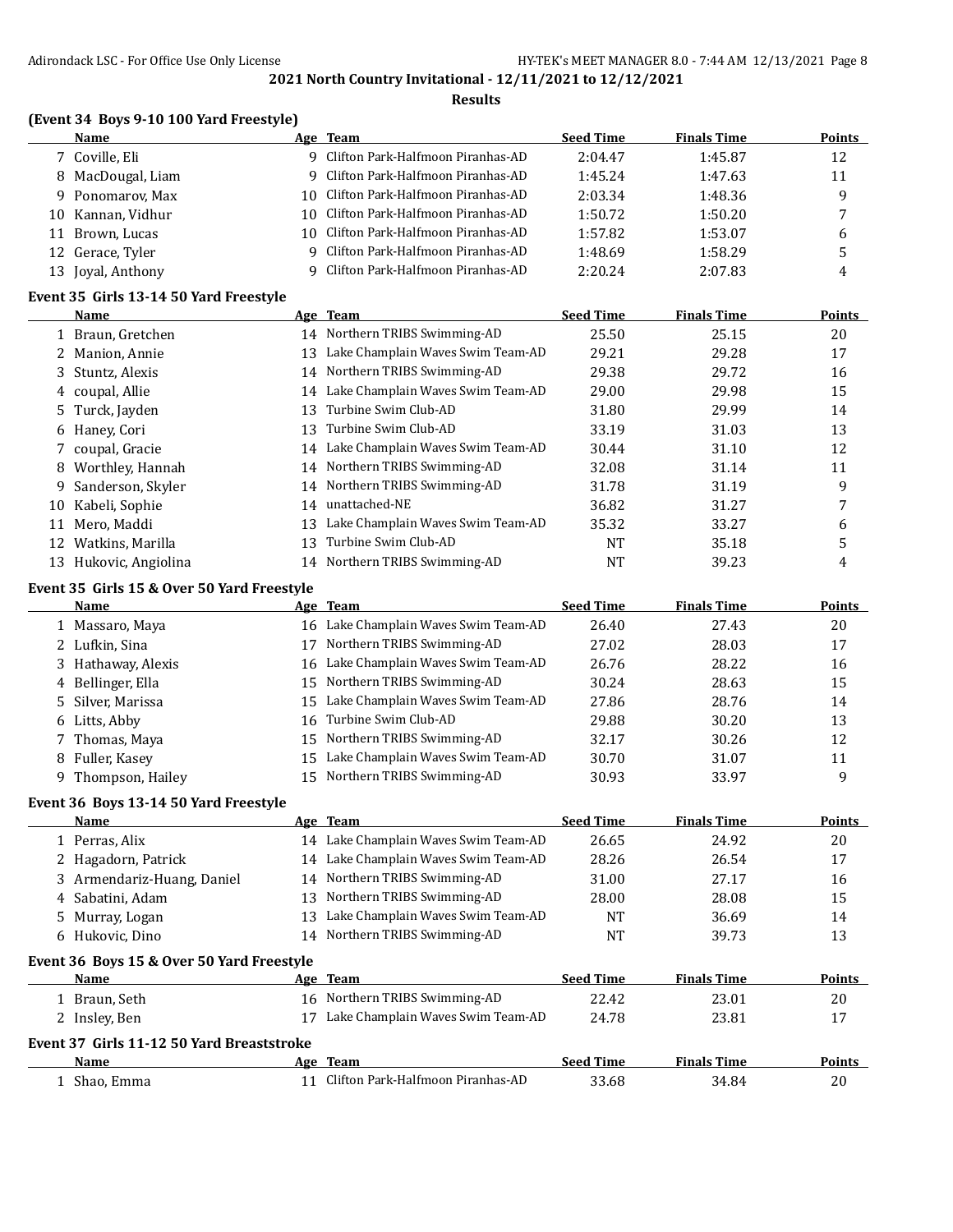# 2021 North Country Invitational - 12/11/2021 to 12/12/2021

## Results

### (Event 34 Boys 9-10 100 Yard Freestyle)

| | Name | Age | Team | Seed Time | Finals Time | Points |
|---|---|---|---|---|---|---|
| 7 | Coville, Eli | 9 | Clifton Park-Halfmoon Piranhas-AD | 2:04.47 | 1:45.87 | 12 |
| 8 | MacDougal, Liam | 9 | Clifton Park-Halfmoon Piranhas-AD | 1:45.24 | 1:47.63 | 11 |
| 9 | Ponomarov, Max | 10 | Clifton Park-Halfmoon Piranhas-AD | 2:03.34 | 1:48.36 | 9 |
| 10 | Kannan, Vidhur | 10 | Clifton Park-Halfmoon Piranhas-AD | 1:50.72 | 1:50.20 | 7 |
| 11 | Brown, Lucas | 10 | Clifton Park-Halfmoon Piranhas-AD | 1:57.82 | 1:53.07 | 6 |
| 12 | Gerace, Tyler | 9 | Clifton Park-Halfmoon Piranhas-AD | 1:48.69 | 1:58.29 | 5 |
| 13 | Joyal, Anthony | 9 | Clifton Park-Halfmoon Piranhas-AD | 2:20.24 | 2:07.83 | 4 |

### Event 35 Girls 13-14 50 Yard Freestyle

| | Name | Age | Team | Seed Time | Finals Time | Points |
|---|---|---|---|---|---|---|
| 1 | Braun, Gretchen | 14 | Northern TRIBS Swimming-AD | 25.50 | 25.15 | 20 |
| 2 | Manion, Annie | 13 | Lake Champlain Waves Swim Team-AD | 29.21 | 29.28 | 17 |
| 3 | Stuntz, Alexis | 14 | Northern TRIBS Swimming-AD | 29.38 | 29.72 | 16 |
| 4 | coupal, Allie | 14 | Lake Champlain Waves Swim Team-AD | 29.00 | 29.98 | 15 |
| 5 | Turck, Jayden | 13 | Turbine Swim Club-AD | 31.80 | 29.99 | 14 |
| 6 | Haney, Cori | 13 | Turbine Swim Club-AD | 33.19 | 31.03 | 13 |
| 7 | coupal, Gracie | 14 | Lake Champlain Waves Swim Team-AD | 30.44 | 31.10 | 12 |
| 8 | Worthley, Hannah | 14 | Northern TRIBS Swimming-AD | 32.08 | 31.14 | 11 |
| 9 | Sanderson, Skyler | 14 | Northern TRIBS Swimming-AD | 31.78 | 31.19 | 9 |
| 10 | Kabeli, Sophie | 14 | unattached-NE | 36.82 | 31.27 | 7 |
| 11 | Mero, Maddi | 13 | Lake Champlain Waves Swim Team-AD | 35.32 | 33.27 | 6 |
| 12 | Watkins, Marilla | 13 | Turbine Swim Club-AD | NT | 35.18 | 5 |
| 13 | Hukovic, Angiolina | 14 | Northern TRIBS Swimming-AD | NT | 39.23 | 4 |

### Event 35 Girls 15 & Over 50 Yard Freestyle

| | Name | Age | Team | Seed Time | Finals Time | Points |
|---|---|---|---|---|---|---|
| 1 | Massaro, Maya | 16 | Lake Champlain Waves Swim Team-AD | 26.40 | 27.43 | 20 |
| 2 | Lufkin, Sina | 17 | Northern TRIBS Swimming-AD | 27.02 | 28.03 | 17 |
| 3 | Hathaway, Alexis | 16 | Lake Champlain Waves Swim Team-AD | 26.76 | 28.22 | 16 |
| 4 | Bellinger, Ella | 15 | Northern TRIBS Swimming-AD | 30.24 | 28.63 | 15 |
| 5 | Silver, Marissa | 15 | Lake Champlain Waves Swim Team-AD | 27.86 | 28.76 | 14 |
| 6 | Litts, Abby | 16 | Turbine Swim Club-AD | 29.88 | 30.20 | 13 |
| 7 | Thomas, Maya | 15 | Northern TRIBS Swimming-AD | 32.17 | 30.26 | 12 |
| 8 | Fuller, Kasey | 15 | Lake Champlain Waves Swim Team-AD | 30.70 | 31.07 | 11 |
| 9 | Thompson, Hailey | 15 | Northern TRIBS Swimming-AD | 30.93 | 33.97 | 9 |

### Event 36 Boys 13-14 50 Yard Freestyle

| | Name | Age | Team | Seed Time | Finals Time | Points |
|---|---|---|---|---|---|---|
| 1 | Perras, Alix | 14 | Lake Champlain Waves Swim Team-AD | 26.65 | 24.92 | 20 |
| 2 | Hagadorn, Patrick | 14 | Lake Champlain Waves Swim Team-AD | 28.26 | 26.54 | 17 |
| 3 | Armendariz-Huang, Daniel | 14 | Northern TRIBS Swimming-AD | 31.00 | 27.17 | 16 |
| 4 | Sabatini, Adam | 13 | Northern TRIBS Swimming-AD | 28.00 | 28.08 | 15 |
| 5 | Murray, Logan | 13 | Lake Champlain Waves Swim Team-AD | NT | 36.69 | 14 |
| 6 | Hukovic, Dino | 14 | Northern TRIBS Swimming-AD | NT | 39.73 | 13 |

### Event 36 Boys 15 & Over 50 Yard Freestyle

| | Name | Age | Team | Seed Time | Finals Time | Points |
|---|---|---|---|---|---|---|
| 1 | Braun, Seth | 16 | Northern TRIBS Swimming-AD | 22.42 | 23.01 | 20 |
| 2 | Insley, Ben | 17 | Lake Champlain Waves Swim Team-AD | 24.78 | 23.81 | 17 |

### Event 37 Girls 11-12 50 Yard Breaststroke

| | Name | Age | Team | Seed Time | Finals Time | Points |
|---|---|---|---|---|---|---|
| 1 | Shao, Emma | 11 | Clifton Park-Halfmoon Piranhas-AD | 33.68 | 34.84 | 20 |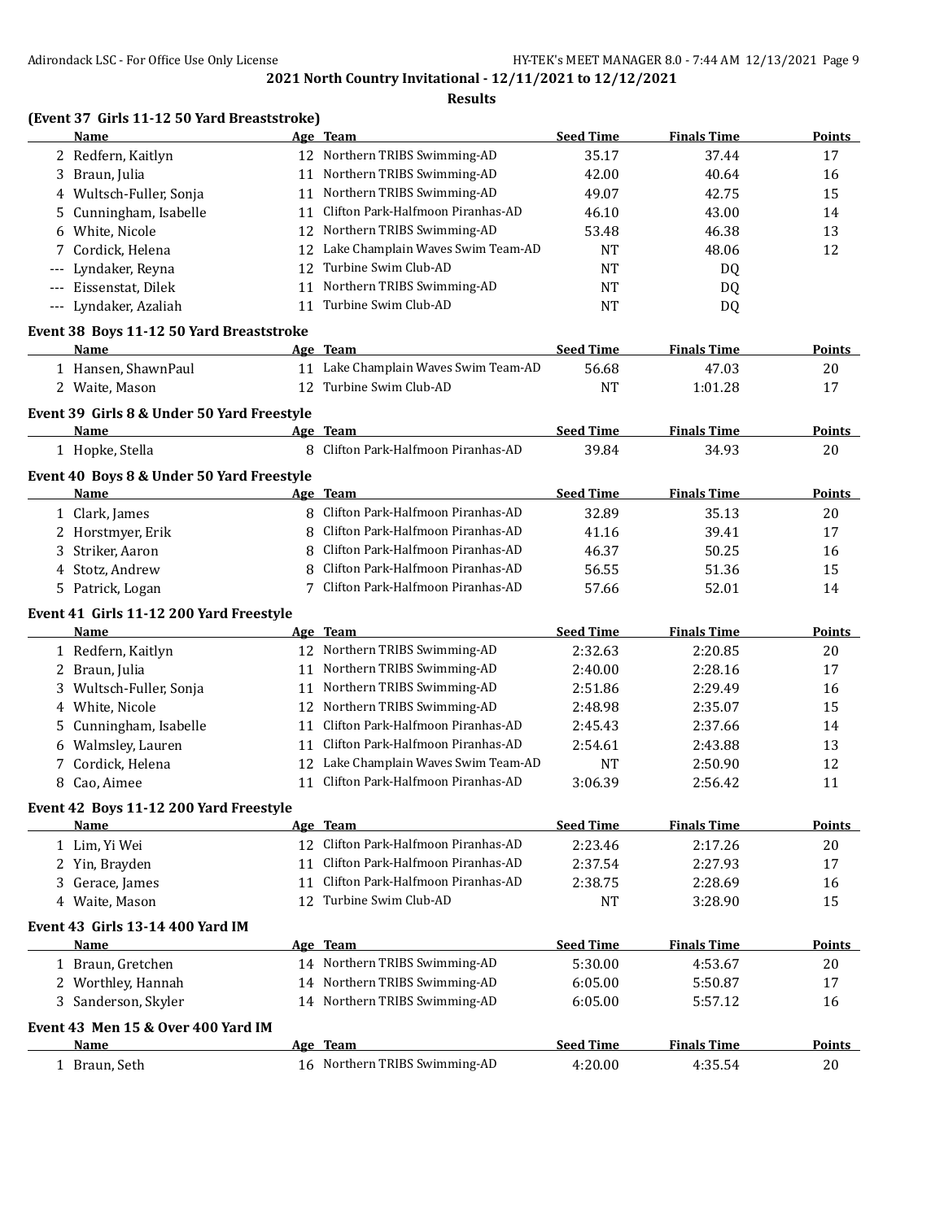## 2021 North Country Invitational - 12/11/2021 to 12/12/2021

### Results

**(Event 37 Girls 11-12 50 Yard Breaststroke)**

| | Name | Age | Team | Seed Time | Finals Time | Points |
|---|---|---|---|---|---|---|
| 2 | Redfern, Kaitlyn | 12 | Northern TRIBS Swimming-AD | 35.17 | 37.44 | 17 |
| 3 | Braun, Julia | 11 | Northern TRIBS Swimming-AD | 42.00 | 40.64 | 16 |
| 4 | Wultsch-Fuller, Sonja | 11 | Northern TRIBS Swimming-AD | 49.07 | 42.75 | 15 |
| 5 | Cunningham, Isabelle | 11 | Clifton Park-Halfmoon Piranhas-AD | 46.10 | 43.00 | 14 |
| 6 | White, Nicole | 12 | Northern TRIBS Swimming-AD | 53.48 | 46.38 | 13 |
| 7 | Cordick, Helena | 12 | Lake Champlain Waves Swim Team-AD | NT | 48.06 | 12 |
| --- | Lyndaker, Reyna | 12 | Turbine Swim Club-AD | NT | DQ | |
| --- | Eissenstat, Dilek | 11 | Northern TRIBS Swimming-AD | NT | DQ | |
| --- | Lyndaker, Azaliah | 11 | Turbine Swim Club-AD | NT | DQ | |

**Event 38 Boys 11-12 50 Yard Breaststroke**

| | Name | Age | Team | Seed Time | Finals Time | Points |
|---|---|---|---|---|---|---|
| 1 | Hansen, ShawnPaul | 11 | Lake Champlain Waves Swim Team-AD | 56.68 | 47.03 | 20 |
| 2 | Waite, Mason | 12 | Turbine Swim Club-AD | NT | 1:01.28 | 17 |

**Event 39 Girls 8 & Under 50 Yard Freestyle**

| | Name | Age | Team | Seed Time | Finals Time | Points |
|---|---|---|---|---|---|---|
| 1 | Hopke, Stella | 8 | Clifton Park-Halfmoon Piranhas-AD | 39.84 | 34.93 | 20 |

**Event 40 Boys 8 & Under 50 Yard Freestyle**

| | Name | Age | Team | Seed Time | Finals Time | Points |
|---|---|---|---|---|---|---|
| 1 | Clark, James | 8 | Clifton Park-Halfmoon Piranhas-AD | 32.89 | 35.13 | 20 |
| 2 | Horstmyer, Erik | 8 | Clifton Park-Halfmoon Piranhas-AD | 41.16 | 39.41 | 17 |
| 3 | Striker, Aaron | 8 | Clifton Park-Halfmoon Piranhas-AD | 46.37 | 50.25 | 16 |
| 4 | Stotz, Andrew | 8 | Clifton Park-Halfmoon Piranhas-AD | 56.55 | 51.36 | 15 |
| 5 | Patrick, Logan | 7 | Clifton Park-Halfmoon Piranhas-AD | 57.66 | 52.01 | 14 |

**Event 41 Girls 11-12 200 Yard Freestyle**

| | Name | Age | Team | Seed Time | Finals Time | Points |
|---|---|---|---|---|---|---|
| 1 | Redfern, Kaitlyn | 12 | Northern TRIBS Swimming-AD | 2:32.63 | 2:20.85 | 20 |
| 2 | Braun, Julia | 11 | Northern TRIBS Swimming-AD | 2:40.00 | 2:28.16 | 17 |
| 3 | Wultsch-Fuller, Sonja | 11 | Northern TRIBS Swimming-AD | 2:51.86 | 2:29.49 | 16 |
| 4 | White, Nicole | 12 | Northern TRIBS Swimming-AD | 2:48.98 | 2:35.07 | 15 |
| 5 | Cunningham, Isabelle | 11 | Clifton Park-Halfmoon Piranhas-AD | 2:45.43 | 2:37.66 | 14 |
| 6 | Walmsley, Lauren | 11 | Clifton Park-Halfmoon Piranhas-AD | 2:54.61 | 2:43.88 | 13 |
| 7 | Cordick, Helena | 12 | Lake Champlain Waves Swim Team-AD | NT | 2:50.90 | 12 |
| 8 | Cao, Aimee | 11 | Clifton Park-Halfmoon Piranhas-AD | 3:06.39 | 2:56.42 | 11 |

**Event 42 Boys 11-12 200 Yard Freestyle**

| | Name | Age | Team | Seed Time | Finals Time | Points |
|---|---|---|---|---|---|---|
| 1 | Lim, Yi Wei | 12 | Clifton Park-Halfmoon Piranhas-AD | 2:23.46 | 2:17.26 | 20 |
| 2 | Yin, Brayden | 11 | Clifton Park-Halfmoon Piranhas-AD | 2:37.54 | 2:27.93 | 17 |
| 3 | Gerace, James | 11 | Clifton Park-Halfmoon Piranhas-AD | 2:38.75 | 2:28.69 | 16 |
| 4 | Waite, Mason | 12 | Turbine Swim Club-AD | NT | 3:28.90 | 15 |

**Event 43 Girls 13-14 400 Yard IM**

| | Name | Age | Team | Seed Time | Finals Time | Points |
|---|---|---|---|---|---|---|
| 1 | Braun, Gretchen | 14 | Northern TRIBS Swimming-AD | 5:30.00 | 4:53.67 | 20 |
| 2 | Worthley, Hannah | 14 | Northern TRIBS Swimming-AD | 6:05.00 | 5:50.87 | 17 |
| 3 | Sanderson, Skyler | 14 | Northern TRIBS Swimming-AD | 6:05.00 | 5:57.12 | 16 |

**Event 43 Men 15 & Over 400 Yard IM**

| | Name | Age | Team | Seed Time | Finals Time | Points |
|---|---|---|---|---|---|---|
| 1 | Braun, Seth | 16 | Northern TRIBS Swimming-AD | 4:20.00 | 4:35.54 | 20 |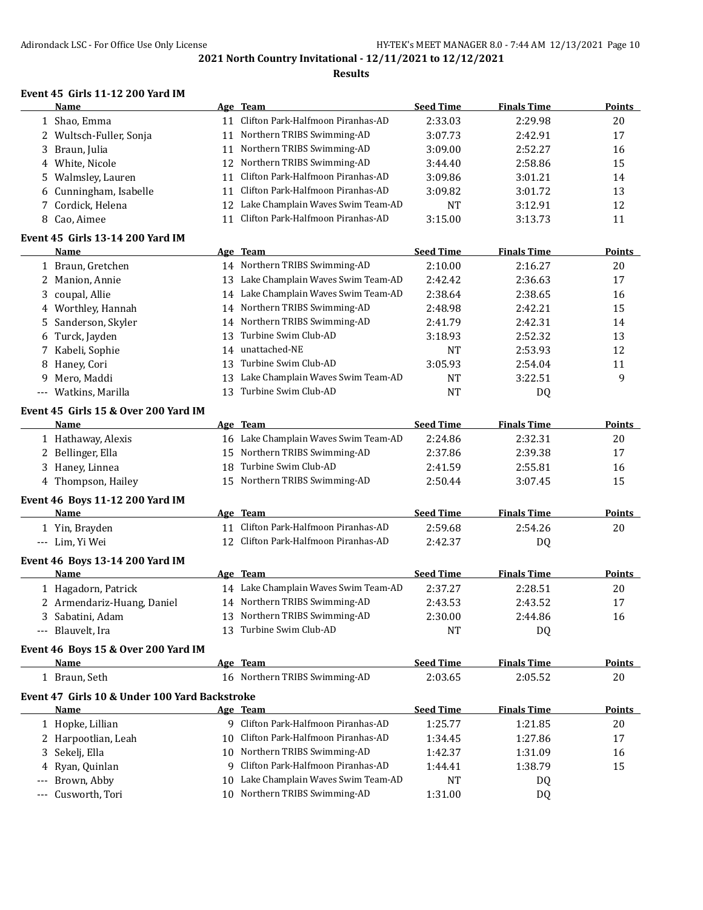## 2021 North Country Invitational - 12/11/2021 to 12/12/2021

### Results

#### Event 45 Girls 11-12 200 Yard IM

| | Name | Age | Team | Seed Time | Finals Time | Points |
|---|---|---|---|---|---|---|
| 1 | Shao, Emma | 11 | Clifton Park-Halfmoon Piranhas-AD | 2:33.03 | 2:29.98 | 20 |
| 2 | Wultsch-Fuller, Sonja | 11 | Northern TRIBS Swimming-AD | 3:07.73 | 2:42.91 | 17 |
| 3 | Braun, Julia | 11 | Northern TRIBS Swimming-AD | 3:09.00 | 2:52.27 | 16 |
| 4 | White, Nicole | 12 | Northern TRIBS Swimming-AD | 3:44.40 | 2:58.86 | 15 |
| 5 | Walmsley, Lauren | 11 | Clifton Park-Halfmoon Piranhas-AD | 3:09.86 | 3:01.21 | 14 |
| 6 | Cunningham, Isabelle | 11 | Clifton Park-Halfmoon Piranhas-AD | 3:09.82 | 3:01.72 | 13 |
| 7 | Cordick, Helena | 12 | Lake Champlain Waves Swim Team-AD | NT | 3:12.91 | 12 |
| 8 | Cao, Aimee | 11 | Clifton Park-Halfmoon Piranhas-AD | 3:15.00 | 3:13.73 | 11 |

#### Event 45 Girls 13-14 200 Yard IM

| | Name | Age | Team | Seed Time | Finals Time | Points |
|---|---|---|---|---|---|---|
| 1 | Braun, Gretchen | 14 | Northern TRIBS Swimming-AD | 2:10.00 | 2:16.27 | 20 |
| 2 | Manion, Annie | 13 | Lake Champlain Waves Swim Team-AD | 2:42.42 | 2:36.63 | 17 |
| 3 | coupal, Allie | 14 | Lake Champlain Waves Swim Team-AD | 2:38.64 | 2:38.65 | 16 |
| 4 | Worthley, Hannah | 14 | Northern TRIBS Swimming-AD | 2:48.98 | 2:42.21 | 15 |
| 5 | Sanderson, Skyler | 14 | Northern TRIBS Swimming-AD | 2:41.79 | 2:42.31 | 14 |
| 6 | Turck, Jayden | 13 | Turbine Swim Club-AD | 3:18.93 | 2:52.32 | 13 |
| 7 | Kabeli, Sophie | 14 | unattached-NE | NT | 2:53.93 | 12 |
| 8 | Haney, Cori | 13 | Turbine Swim Club-AD | 3:05.93 | 2:54.04 | 11 |
| 9 | Mero, Maddi | 13 | Lake Champlain Waves Swim Team-AD | NT | 3:22.51 | 9 |
| --- | Watkins, Marilla | 13 | Turbine Swim Club-AD | NT | DQ | |

#### Event 45 Girls 15 & Over 200 Yard IM

| | Name | Age | Team | Seed Time | Finals Time | Points |
|---|---|---|---|---|---|---|
| 1 | Hathaway, Alexis | 16 | Lake Champlain Waves Swim Team-AD | 2:24.86 | 2:32.31 | 20 |
| 2 | Bellinger, Ella | 15 | Northern TRIBS Swimming-AD | 2:37.86 | 2:39.38 | 17 |
| 3 | Haney, Linnea | 18 | Turbine Swim Club-AD | 2:41.59 | 2:55.81 | 16 |
| 4 | Thompson, Hailey | 15 | Northern TRIBS Swimming-AD | 2:50.44 | 3:07.45 | 15 |

#### Event 46 Boys 11-12 200 Yard IM

| | Name | Age | Team | Seed Time | Finals Time | Points |
|---|---|---|---|---|---|---|
| 1 | Yin, Brayden | 11 | Clifton Park-Halfmoon Piranhas-AD | 2:59.68 | 2:54.26 | 20 |
| --- | Lim, Yi Wei | 12 | Clifton Park-Halfmoon Piranhas-AD | 2:42.37 | DQ | |

#### Event 46 Boys 13-14 200 Yard IM

| | Name | Age | Team | Seed Time | Finals Time | Points |
|---|---|---|---|---|---|---|
| 1 | Hagadorn, Patrick | 14 | Lake Champlain Waves Swim Team-AD | 2:37.27 | 2:28.51 | 20 |
| 2 | Armendariz-Huang, Daniel | 14 | Northern TRIBS Swimming-AD | 2:43.53 | 2:43.52 | 17 |
| 3 | Sabatini, Adam | 13 | Northern TRIBS Swimming-AD | 2:30.00 | 2:44.86 | 16 |
| --- | Blauvelt, Ira | 13 | Turbine Swim Club-AD | NT | DQ | |

#### Event 46 Boys 15 & Over 200 Yard IM

| | Name | Age | Team | Seed Time | Finals Time | Points |
|---|---|---|---|---|---|---|
| 1 | Braun, Seth | 16 | Northern TRIBS Swimming-AD | 2:03.65 | 2:05.52 | 20 |

#### Event 47 Girls 10 & Under 100 Yard Backstroke

| | Name | Age | Team | Seed Time | Finals Time | Points |
|---|---|---|---|---|---|---|
| 1 | Hopke, Lillian | 9 | Clifton Park-Halfmoon Piranhas-AD | 1:25.77 | 1:21.85 | 20 |
| 2 | Harpootlian, Leah | 10 | Clifton Park-Halfmoon Piranhas-AD | 1:34.45 | 1:27.86 | 17 |
| 3 | Sekelj, Ella | 10 | Northern TRIBS Swimming-AD | 1:42.37 | 1:31.09 | 16 |
| 4 | Ryan, Quinlan | 9 | Clifton Park-Halfmoon Piranhas-AD | 1:44.41 | 1:38.79 | 15 |
| --- | Brown, Abby | 10 | Lake Champlain Waves Swim Team-AD | NT | DQ | |
| --- | Cusworth, Tori | 10 | Northern TRIBS Swimming-AD | 1:31.00 | DQ | |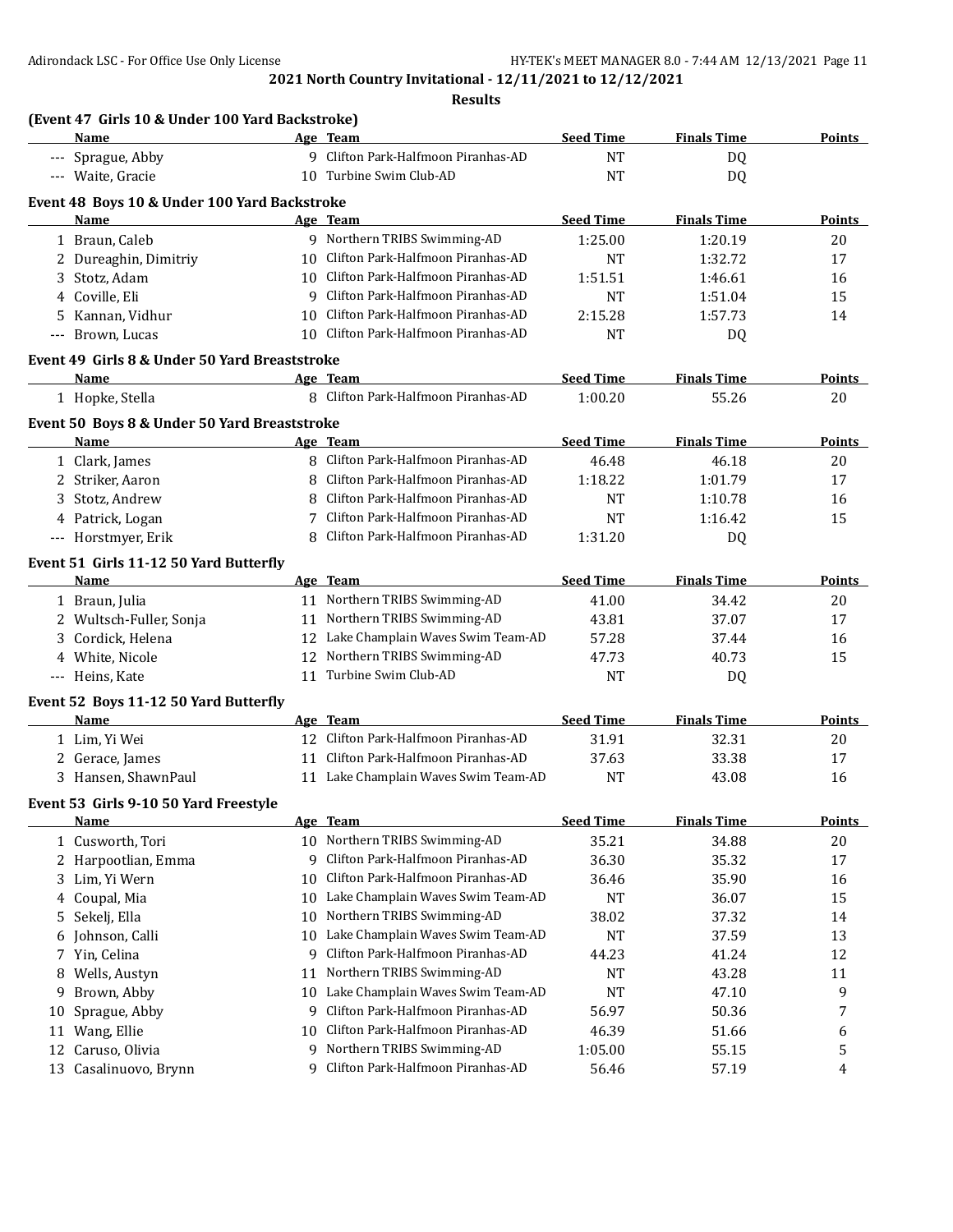## 2021 North Country Invitational - 12/11/2021 to 12/12/2021

### Results

**(Event 47 Girls 10 & Under 100 Yard Backstroke)**

| | Name | Age | Team | Seed Time | Finals Time | Points |
|---|---|---|---|---|---|---|
| --- | Sprague, Abby | 9 | Clifton Park-Halfmoon Piranhas-AD | NT | DQ | |
| --- | Waite, Gracie | 10 | Turbine Swim Club-AD | NT | DQ | |

**Event 48 Boys 10 & Under 100 Yard Backstroke**

| | Name | Age | Team | Seed Time | Finals Time | Points |
|---|---|---|---|---|---|---|
| 1 | Braun, Caleb | 9 | Northern TRIBS Swimming-AD | 1:25.00 | 1:20.19 | 20 |
| 2 | Dureaghin, Dimitriy | 10 | Clifton Park-Halfmoon Piranhas-AD | NT | 1:32.72 | 17 |
| 3 | Stotz, Adam | 10 | Clifton Park-Halfmoon Piranhas-AD | 1:51.51 | 1:46.61 | 16 |
| 4 | Coville, Eli | 9 | Clifton Park-Halfmoon Piranhas-AD | NT | 1:51.04 | 15 |
| 5 | Kannan, Vidhur | 10 | Clifton Park-Halfmoon Piranhas-AD | 2:15.28 | 1:57.73 | 14 |
| --- | Brown, Lucas | 10 | Clifton Park-Halfmoon Piranhas-AD | NT | DQ | |

**Event 49 Girls 8 & Under 50 Yard Breaststroke**

| | Name | Age | Team | Seed Time | Finals Time | Points |
|---|---|---|---|---|---|---|
| 1 | Hopke, Stella | 8 | Clifton Park-Halfmoon Piranhas-AD | 1:00.20 | 55.26 | 20 |

**Event 50 Boys 8 & Under 50 Yard Breaststroke**

| | Name | Age | Team | Seed Time | Finals Time | Points |
|---|---|---|---|---|---|---|
| 1 | Clark, James | 8 | Clifton Park-Halfmoon Piranhas-AD | 46.48 | 46.18 | 20 |
| 2 | Striker, Aaron | 8 | Clifton Park-Halfmoon Piranhas-AD | 1:18.22 | 1:01.79 | 17 |
| 3 | Stotz, Andrew | 8 | Clifton Park-Halfmoon Piranhas-AD | NT | 1:10.78 | 16 |
| 4 | Patrick, Logan | 7 | Clifton Park-Halfmoon Piranhas-AD | NT | 1:16.42 | 15 |
| --- | Horstmyer, Erik | 8 | Clifton Park-Halfmoon Piranhas-AD | 1:31.20 | DQ | |

**Event 51 Girls 11-12 50 Yard Butterfly**

| | Name | Age | Team | Seed Time | Finals Time | Points |
|---|---|---|---|---|---|---|
| 1 | Braun, Julia | 11 | Northern TRIBS Swimming-AD | 41.00 | 34.42 | 20 |
| 2 | Wultsch-Fuller, Sonja | 11 | Northern TRIBS Swimming-AD | 43.81 | 37.07 | 17 |
| 3 | Cordick, Helena | 12 | Lake Champlain Waves Swim Team-AD | 57.28 | 37.44 | 16 |
| 4 | White, Nicole | 12 | Northern TRIBS Swimming-AD | 47.73 | 40.73 | 15 |
| --- | Heins, Kate | 11 | Turbine Swim Club-AD | NT | DQ | |

**Event 52 Boys 11-12 50 Yard Butterfly**

| | Name | Age | Team | Seed Time | Finals Time | Points |
|---|---|---|---|---|---|---|
| 1 | Lim, Yi Wei | 12 | Clifton Park-Halfmoon Piranhas-AD | 31.91 | 32.31 | 20 |
| 2 | Gerace, James | 11 | Clifton Park-Halfmoon Piranhas-AD | 37.63 | 33.38 | 17 |
| 3 | Hansen, ShawnPaul | 11 | Lake Champlain Waves Swim Team-AD | NT | 43.08 | 16 |

**Event 53 Girls 9-10 50 Yard Freestyle**

| | Name | Age | Team | Seed Time | Finals Time | Points |
|---|---|---|---|---|---|---|
| 1 | Cusworth, Tori | 10 | Northern TRIBS Swimming-AD | 35.21 | 34.88 | 20 |
| 2 | Harpootlian, Emma | 9 | Clifton Park-Halfmoon Piranhas-AD | 36.30 | 35.32 | 17 |
| 3 | Lim, Yi Wern | 10 | Clifton Park-Halfmoon Piranhas-AD | 36.46 | 35.90 | 16 |
| 4 | Coupal, Mia | 10 | Lake Champlain Waves Swim Team-AD | NT | 36.07 | 15 |
| 5 | Sekelj, Ella | 10 | Northern TRIBS Swimming-AD | 38.02 | 37.32 | 14 |
| 6 | Johnson, Calli | 10 | Lake Champlain Waves Swim Team-AD | NT | 37.59 | 13 |
| 7 | Yin, Celina | 9 | Clifton Park-Halfmoon Piranhas-AD | 44.23 | 41.24 | 12 |
| 8 | Wells, Austyn | 11 | Northern TRIBS Swimming-AD | NT | 43.28 | 11 |
| 9 | Brown, Abby | 10 | Lake Champlain Waves Swim Team-AD | NT | 47.10 | 9 |
| 10 | Sprague, Abby | 9 | Clifton Park-Halfmoon Piranhas-AD | 56.97 | 50.36 | 7 |
| 11 | Wang, Ellie | 10 | Clifton Park-Halfmoon Piranhas-AD | 46.39 | 51.66 | 6 |
| 12 | Caruso, Olivia | 9 | Northern TRIBS Swimming-AD | 1:05.00 | 55.15 | 5 |
| 13 | Casalinuovo, Brynn | 9 | Clifton Park-Halfmoon Piranhas-AD | 56.46 | 57.19 | 4 |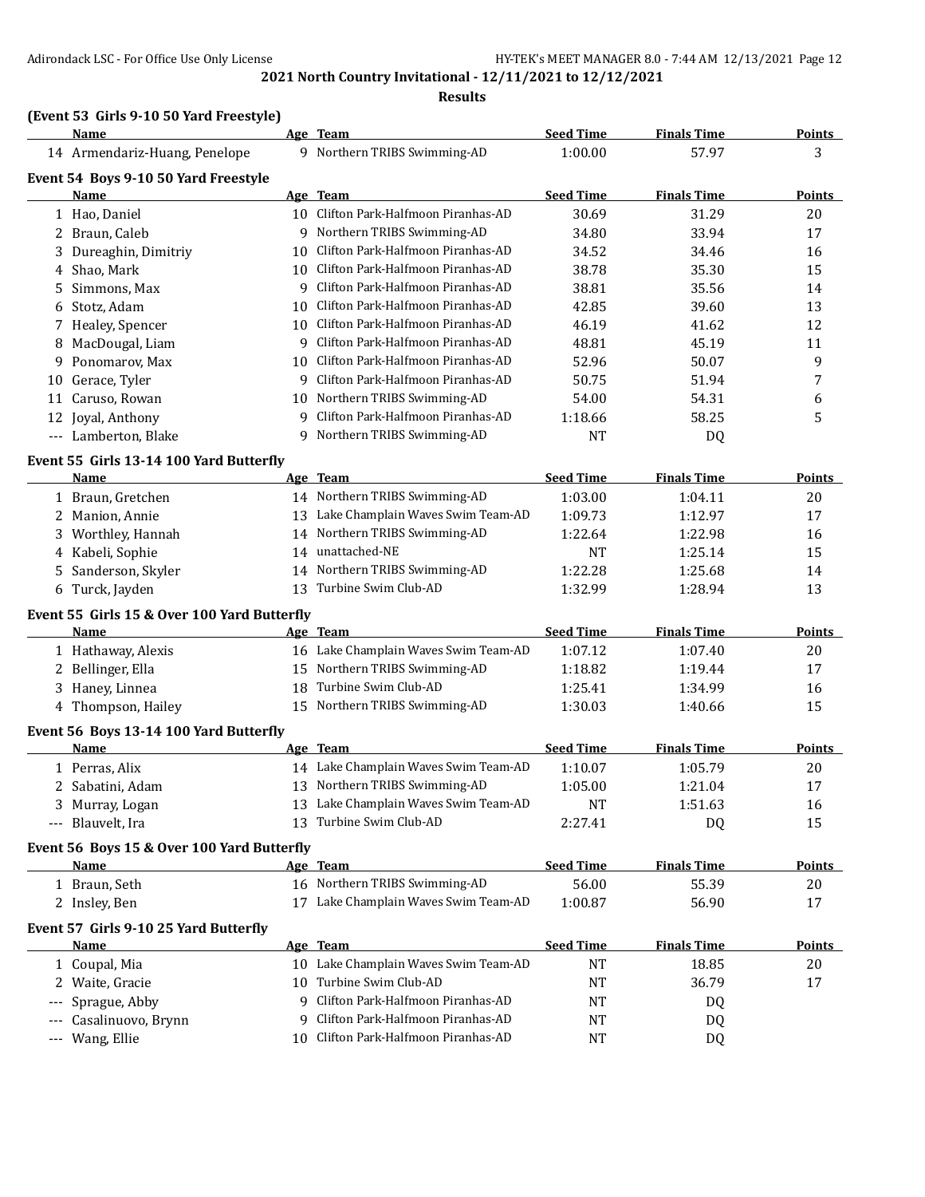**2021 North Country Invitational - 12/11/2021 to 12/12/2021**

**Results**

### (Event 53 Girls 9-10 50 Yard Freestyle)

| | Name | Age | Team | Seed Time | Finals Time | Points |
|---|---|---|---|---|---|---|
| 14 | Armendariz-Huang, Penelope | 9 | Northern TRIBS Swimming-AD | 1:00.00 | 57.97 | 3 |

### Event 54 Boys 9-10 50 Yard Freestyle

| | Name | Age | Team | Seed Time | Finals Time | Points |
|---|---|---|---|---|---|---|
| 1 | Hao, Daniel | 10 | Clifton Park-Halfmoon Piranhas-AD | 30.69 | 31.29 | 20 |
| 2 | Braun, Caleb | 9 | Northern TRIBS Swimming-AD | 34.80 | 33.94 | 17 |
| 3 | Dureaghin, Dimitriy | 10 | Clifton Park-Halfmoon Piranhas-AD | 34.52 | 34.46 | 16 |
| 4 | Shao, Mark | 10 | Clifton Park-Halfmoon Piranhas-AD | 38.78 | 35.30 | 15 |
| 5 | Simmons, Max | 9 | Clifton Park-Halfmoon Piranhas-AD | 38.81 | 35.56 | 14 |
| 6 | Stotz, Adam | 10 | Clifton Park-Halfmoon Piranhas-AD | 42.85 | 39.60 | 13 |
| 7 | Healey, Spencer | 10 | Clifton Park-Halfmoon Piranhas-AD | 46.19 | 41.62 | 12 |
| 8 | MacDougal, Liam | 9 | Clifton Park-Halfmoon Piranhas-AD | 48.81 | 45.19 | 11 |
| 9 | Ponomarov, Max | 10 | Clifton Park-Halfmoon Piranhas-AD | 52.96 | 50.07 | 9 |
| 10 | Gerace, Tyler | 9 | Clifton Park-Halfmoon Piranhas-AD | 50.75 | 51.94 | 7 |
| 11 | Caruso, Rowan | 10 | Northern TRIBS Swimming-AD | 54.00 | 54.31 | 6 |
| 12 | Joyal, Anthony | 9 | Clifton Park-Halfmoon Piranhas-AD | 1:18.66 | 58.25 | 5 |
| --- | Lamberton, Blake | 9 | Northern TRIBS Swimming-AD | NT | DQ | |

### Event 55 Girls 13-14 100 Yard Butterfly

| | Name | Age | Team | Seed Time | Finals Time | Points |
|---|---|---|---|---|---|---|
| 1 | Braun, Gretchen | 14 | Northern TRIBS Swimming-AD | 1:03.00 | 1:04.11 | 20 |
| 2 | Manion, Annie | 13 | Lake Champlain Waves Swim Team-AD | 1:09.73 | 1:12.97 | 17 |
| 3 | Worthley, Hannah | 14 | Northern TRIBS Swimming-AD | 1:22.64 | 1:22.98 | 16 |
| 4 | Kabeli, Sophie | 14 | unattached-NE | NT | 1:25.14 | 15 |
| 5 | Sanderson, Skyler | 14 | Northern TRIBS Swimming-AD | 1:22.28 | 1:25.68 | 14 |
| 6 | Turck, Jayden | 13 | Turbine Swim Club-AD | 1:32.99 | 1:28.94 | 13 |

### Event 55 Girls 15 & Over 100 Yard Butterfly

| | Name | Age | Team | Seed Time | Finals Time | Points |
|---|---|---|---|---|---|---|
| 1 | Hathaway, Alexis | 16 | Lake Champlain Waves Swim Team-AD | 1:07.12 | 1:07.40 | 20 |
| 2 | Bellinger, Ella | 15 | Northern TRIBS Swimming-AD | 1:18.82 | 1:19.44 | 17 |
| 3 | Haney, Linnea | 18 | Turbine Swim Club-AD | 1:25.41 | 1:34.99 | 16 |
| 4 | Thompson, Hailey | 15 | Northern TRIBS Swimming-AD | 1:30.03 | 1:40.66 | 15 |

### Event 56 Boys 13-14 100 Yard Butterfly

| | Name | Age | Team | Seed Time | Finals Time | Points |
|---|---|---|---|---|---|---|
| 1 | Perras, Alix | 14 | Lake Champlain Waves Swim Team-AD | 1:10.07 | 1:05.79 | 20 |
| 2 | Sabatini, Adam | 13 | Northern TRIBS Swimming-AD | 1:05.00 | 1:21.04 | 17 |
| 3 | Murray, Logan | 13 | Lake Champlain Waves Swim Team-AD | NT | 1:51.63 | 16 |
| --- | Blauvelt, Ira | 13 | Turbine Swim Club-AD | 2:27.41 | DQ | 15 |

### Event 56 Boys 15 & Over 100 Yard Butterfly

| | Name | Age | Team | Seed Time | Finals Time | Points |
|---|---|---|---|---|---|---|
| 1 | Braun, Seth | 16 | Northern TRIBS Swimming-AD | 56.00 | 55.39 | 20 |
| 2 | Insley, Ben | 17 | Lake Champlain Waves Swim Team-AD | 1:00.87 | 56.90 | 17 |

### Event 57 Girls 9-10 25 Yard Butterfly

| | Name | Age | Team | Seed Time | Finals Time | Points |
|---|---|---|---|---|---|---|
| 1 | Coupal, Mia | 10 | Lake Champlain Waves Swim Team-AD | NT | 18.85 | 20 |
| 2 | Waite, Gracie | 10 | Turbine Swim Club-AD | NT | 36.79 | 17 |
| --- | Sprague, Abby | 9 | Clifton Park-Halfmoon Piranhas-AD | NT | DQ | |
| --- | Casalinuovo, Brynn | 9 | Clifton Park-Halfmoon Piranhas-AD | NT | DQ | |
| --- | Wang, Ellie | 10 | Clifton Park-Halfmoon Piranhas-AD | NT | DQ | |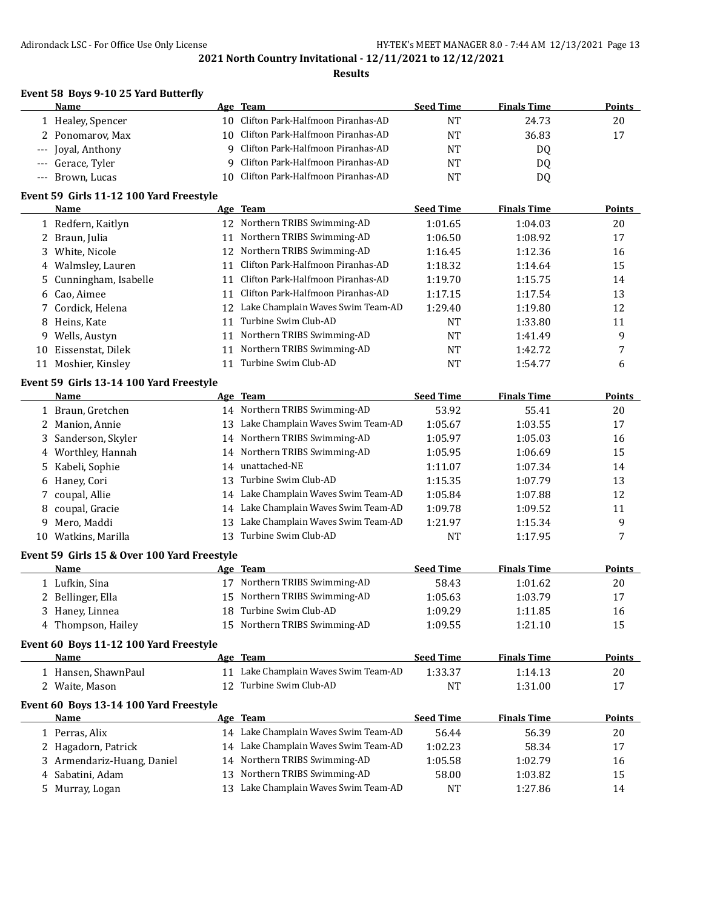**2021 North Country Invitational - 12/11/2021 to 12/12/2021**

**Results**

### Event 58 Boys 9-10 25 Yard Butterfly

| | Name | Age | Team | Seed Time | Finals Time | Points |
|---|---|---|---|---|---|---|
| 1 | Healey, Spencer | 10 | Clifton Park-Halfmoon Piranhas-AD | NT | 24.73 | 20 |
| 2 | Ponomarov, Max | 10 | Clifton Park-Halfmoon Piranhas-AD | NT | 36.83 | 17 |
| --- | Joyal, Anthony | 9 | Clifton Park-Halfmoon Piranhas-AD | NT | DQ | |
| --- | Gerace, Tyler | 9 | Clifton Park-Halfmoon Piranhas-AD | NT | DQ | |
| --- | Brown, Lucas | 10 | Clifton Park-Halfmoon Piranhas-AD | NT | DQ | |

### Event 59 Girls 11-12 100 Yard Freestyle

| | Name | Age | Team | Seed Time | Finals Time | Points |
|---|---|---|---|---|---|---|
| 1 | Redfern, Kaitlyn | 12 | Northern TRIBS Swimming-AD | 1:01.65 | 1:04.03 | 20 |
| 2 | Braun, Julia | 11 | Northern TRIBS Swimming-AD | 1:06.50 | 1:08.92 | 17 |
| 3 | White, Nicole | 12 | Northern TRIBS Swimming-AD | 1:16.45 | 1:12.36 | 16 |
| 4 | Walmsley, Lauren | 11 | Clifton Park-Halfmoon Piranhas-AD | 1:18.32 | 1:14.64 | 15 |
| 5 | Cunningham, Isabelle | 11 | Clifton Park-Halfmoon Piranhas-AD | 1:19.70 | 1:15.75 | 14 |
| 6 | Cao, Aimee | 11 | Clifton Park-Halfmoon Piranhas-AD | 1:17.15 | 1:17.54 | 13 |
| 7 | Cordick, Helena | 12 | Lake Champlain Waves Swim Team-AD | 1:29.40 | 1:19.80 | 12 |
| 8 | Heins, Kate | 11 | Turbine Swim Club-AD | NT | 1:33.80 | 11 |
| 9 | Wells, Austyn | 11 | Northern TRIBS Swimming-AD | NT | 1:41.49 | 9 |
| 10 | Eissenstat, Dilek | 11 | Northern TRIBS Swimming-AD | NT | 1:42.72 | 7 |
| 11 | Moshier, Kinsley | 11 | Turbine Swim Club-AD | NT | 1:54.77 | 6 |

### Event 59 Girls 13-14 100 Yard Freestyle

| | Name | Age | Team | Seed Time | Finals Time | Points |
|---|---|---|---|---|---|---|
| 1 | Braun, Gretchen | 14 | Northern TRIBS Swimming-AD | 53.92 | 55.41 | 20 |
| 2 | Manion, Annie | 13 | Lake Champlain Waves Swim Team-AD | 1:05.67 | 1:03.55 | 17 |
| 3 | Sanderson, Skyler | 14 | Northern TRIBS Swimming-AD | 1:05.97 | 1:05.03 | 16 |
| 4 | Worthley, Hannah | 14 | Northern TRIBS Swimming-AD | 1:05.95 | 1:06.69 | 15 |
| 5 | Kabeli, Sophie | 14 | unattached-NE | 1:11.07 | 1:07.34 | 14 |
| 6 | Haney, Cori | 13 | Turbine Swim Club-AD | 1:15.35 | 1:07.79 | 13 |
| 7 | coupal, Allie | 14 | Lake Champlain Waves Swim Team-AD | 1:05.84 | 1:07.88 | 12 |
| 8 | coupal, Gracie | 14 | Lake Champlain Waves Swim Team-AD | 1:09.78 | 1:09.52 | 11 |
| 9 | Mero, Maddi | 13 | Lake Champlain Waves Swim Team-AD | 1:21.97 | 1:15.34 | 9 |
| 10 | Watkins, Marilla | 13 | Turbine Swim Club-AD | NT | 1:17.95 | 7 |

### Event 59 Girls 15 & Over 100 Yard Freestyle

| | Name | Age | Team | Seed Time | Finals Time | Points |
|---|---|---|---|---|---|---|
| 1 | Lufkin, Sina | 17 | Northern TRIBS Swimming-AD | 58.43 | 1:01.62 | 20 |
| 2 | Bellinger, Ella | 15 | Northern TRIBS Swimming-AD | 1:05.63 | 1:03.79 | 17 |
| 3 | Haney, Linnea | 18 | Turbine Swim Club-AD | 1:09.29 | 1:11.85 | 16 |
| 4 | Thompson, Hailey | 15 | Northern TRIBS Swimming-AD | 1:09.55 | 1:21.10 | 15 |

### Event 60 Boys 11-12 100 Yard Freestyle

| | Name | Age | Team | Seed Time | Finals Time | Points |
|---|---|---|---|---|---|---|
| 1 | Hansen, ShawnPaul | 11 | Lake Champlain Waves Swim Team-AD | 1:33.37 | 1:14.13 | 20 |
| 2 | Waite, Mason | 12 | Turbine Swim Club-AD | NT | 1:31.00 | 17 |

### Event 60 Boys 13-14 100 Yard Freestyle

| | Name | Age | Team | Seed Time | Finals Time | Points |
|---|---|---|---|---|---|---|
| 1 | Perras, Alix | 14 | Lake Champlain Waves Swim Team-AD | 56.44 | 56.39 | 20 |
| 2 | Hagadorn, Patrick | 14 | Lake Champlain Waves Swim Team-AD | 1:02.23 | 58.34 | 17 |
| 3 | Armendariz-Huang, Daniel | 14 | Northern TRIBS Swimming-AD | 1:05.58 | 1:02.79 | 16 |
| 4 | Sabatini, Adam | 13 | Northern TRIBS Swimming-AD | 58.00 | 1:03.82 | 15 |
| 5 | Murray, Logan | 13 | Lake Champlain Waves Swim Team-AD | NT | 1:27.86 | 14 |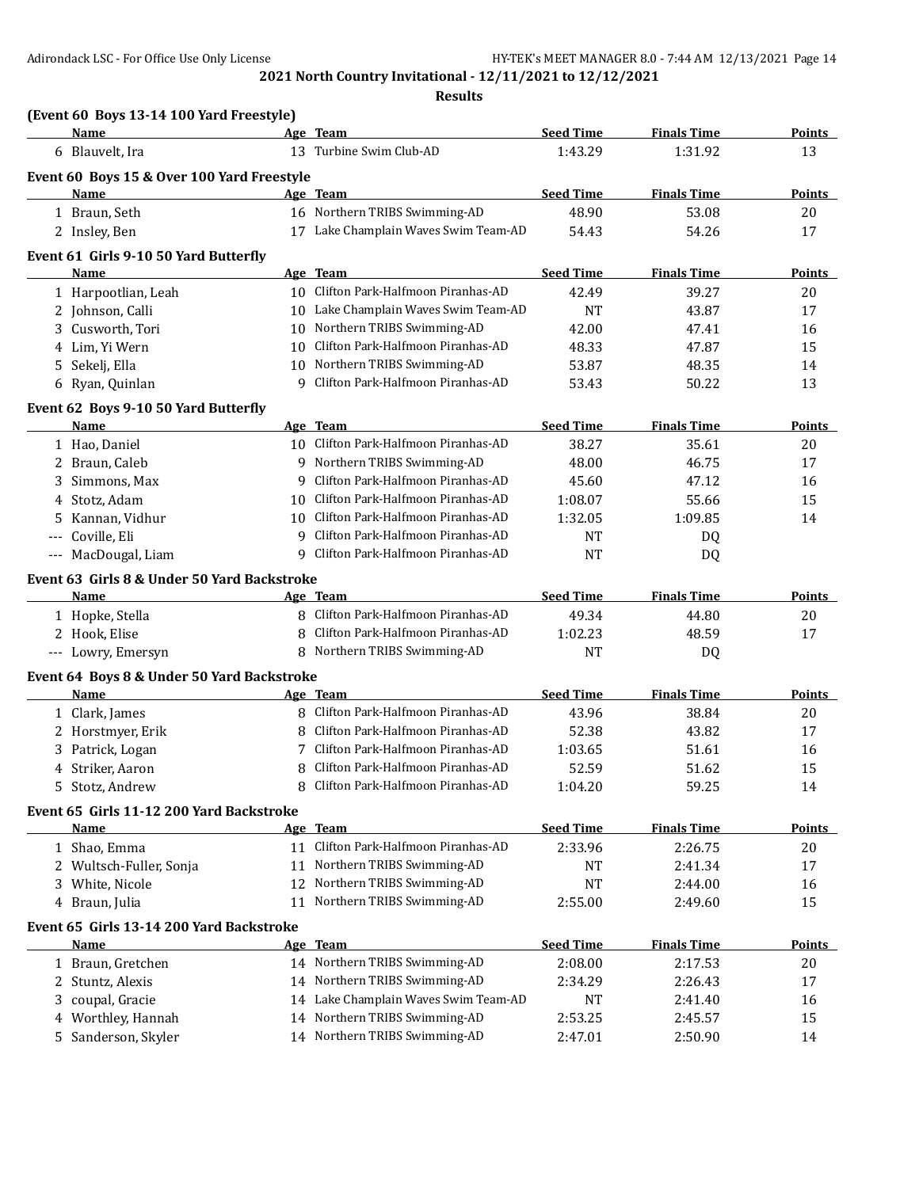**2021 North Country Invitational - 12/11/2021 to 12/12/2021**

**Results**

### (Event 60 Boys 13-14 100 Yard Freestyle)

| | Name | Age | Team | Seed Time | Finals Time | Points |
|---|---|---|---|---|---|---|
| 6 | Blauvelt, Ira | 13 | Turbine Swim Club-AD | 1:43.29 | 1:31.92 | 13 |

### Event 60 Boys 15 & Over 100 Yard Freestyle

| | Name | Age | Team | Seed Time | Finals Time | Points |
|---|---|---|---|---|---|---|
| 1 | Braun, Seth | 16 | Northern TRIBS Swimming-AD | 48.90 | 53.08 | 20 |
| 2 | Insley, Ben | 17 | Lake Champlain Waves Swim Team-AD | 54.43 | 54.26 | 17 |

### Event 61 Girls 9-10 50 Yard Butterfly

| | Name | Age | Team | Seed Time | Finals Time | Points |
|---|---|---|---|---|---|---|
| 1 | Harpootlian, Leah | 10 | Clifton Park-Halfmoon Piranhas-AD | 42.49 | 39.27 | 20 |
| 2 | Johnson, Calli | 10 | Lake Champlain Waves Swim Team-AD | NT | 43.87 | 17 |
| 3 | Cusworth, Tori | 10 | Northern TRIBS Swimming-AD | 42.00 | 47.41 | 16 |
| 4 | Lim, Yi Wern | 10 | Clifton Park-Halfmoon Piranhas-AD | 48.33 | 47.87 | 15 |
| 5 | Sekelj, Ella | 10 | Northern TRIBS Swimming-AD | 53.87 | 48.35 | 14 |
| 6 | Ryan, Quinlan | 9 | Clifton Park-Halfmoon Piranhas-AD | 53.43 | 50.22 | 13 |

### Event 62 Boys 9-10 50 Yard Butterfly

| | Name | Age | Team | Seed Time | Finals Time | Points |
|---|---|---|---|---|---|---|
| 1 | Hao, Daniel | 10 | Clifton Park-Halfmoon Piranhas-AD | 38.27 | 35.61 | 20 |
| 2 | Braun, Caleb | 9 | Northern TRIBS Swimming-AD | 48.00 | 46.75 | 17 |
| 3 | Simmons, Max | 9 | Clifton Park-Halfmoon Piranhas-AD | 45.60 | 47.12 | 16 |
| 4 | Stotz, Adam | 10 | Clifton Park-Halfmoon Piranhas-AD | 1:08.07 | 55.66 | 15 |
| 5 | Kannan, Vidhur | 10 | Clifton Park-Halfmoon Piranhas-AD | 1:32.05 | 1:09.85 | 14 |
| --- | Coville, Eli | 9 | Clifton Park-Halfmoon Piranhas-AD | NT | DQ | |
| --- | MacDougal, Liam | 9 | Clifton Park-Halfmoon Piranhas-AD | NT | DQ | |

### Event 63 Girls 8 & Under 50 Yard Backstroke

| | Name | Age | Team | Seed Time | Finals Time | Points |
|---|---|---|---|---|---|---|
| 1 | Hopke, Stella | 8 | Clifton Park-Halfmoon Piranhas-AD | 49.34 | 44.80 | 20 |
| 2 | Hook, Elise | 8 | Clifton Park-Halfmoon Piranhas-AD | 1:02.23 | 48.59 | 17 |
| --- | Lowry, Emersyn | 8 | Northern TRIBS Swimming-AD | NT | DQ | |

### Event 64 Boys 8 & Under 50 Yard Backstroke

| | Name | Age | Team | Seed Time | Finals Time | Points |
|---|---|---|---|---|---|---|
| 1 | Clark, James | 8 | Clifton Park-Halfmoon Piranhas-AD | 43.96 | 38.84 | 20 |
| 2 | Horstmyer, Erik | 8 | Clifton Park-Halfmoon Piranhas-AD | 52.38 | 43.82 | 17 |
| 3 | Patrick, Logan | 7 | Clifton Park-Halfmoon Piranhas-AD | 1:03.65 | 51.61 | 16 |
| 4 | Striker, Aaron | 8 | Clifton Park-Halfmoon Piranhas-AD | 52.59 | 51.62 | 15 |
| 5 | Stotz, Andrew | 8 | Clifton Park-Halfmoon Piranhas-AD | 1:04.20 | 59.25 | 14 |

### Event 65 Girls 11-12 200 Yard Backstroke

| | Name | Age | Team | Seed Time | Finals Time | Points |
|---|---|---|---|---|---|---|
| 1 | Shao, Emma | 11 | Clifton Park-Halfmoon Piranhas-AD | 2:33.96 | 2:26.75 | 20 |
| 2 | Wultsch-Fuller, Sonja | 11 | Northern TRIBS Swimming-AD | NT | 2:41.34 | 17 |
| 3 | White, Nicole | 12 | Northern TRIBS Swimming-AD | NT | 2:44.00 | 16 |
| 4 | Braun, Julia | 11 | Northern TRIBS Swimming-AD | 2:55.00 | 2:49.60 | 15 |

### Event 65 Girls 13-14 200 Yard Backstroke

| | Name | Age | Team | Seed Time | Finals Time | Points |
|---|---|---|---|---|---|---|
| 1 | Braun, Gretchen | 14 | Northern TRIBS Swimming-AD | 2:08.00 | 2:17.53 | 20 |
| 2 | Stuntz, Alexis | 14 | Northern TRIBS Swimming-AD | 2:34.29 | 2:26.43 | 17 |
| 3 | coupal, Gracie | 14 | Lake Champlain Waves Swim Team-AD | NT | 2:41.40 | 16 |
| 4 | Worthley, Hannah | 14 | Northern TRIBS Swimming-AD | 2:53.25 | 2:45.57 | 15 |
| 5 | Sanderson, Skyler | 14 | Northern TRIBS Swimming-AD | 2:47.01 | 2:50.90 | 14 |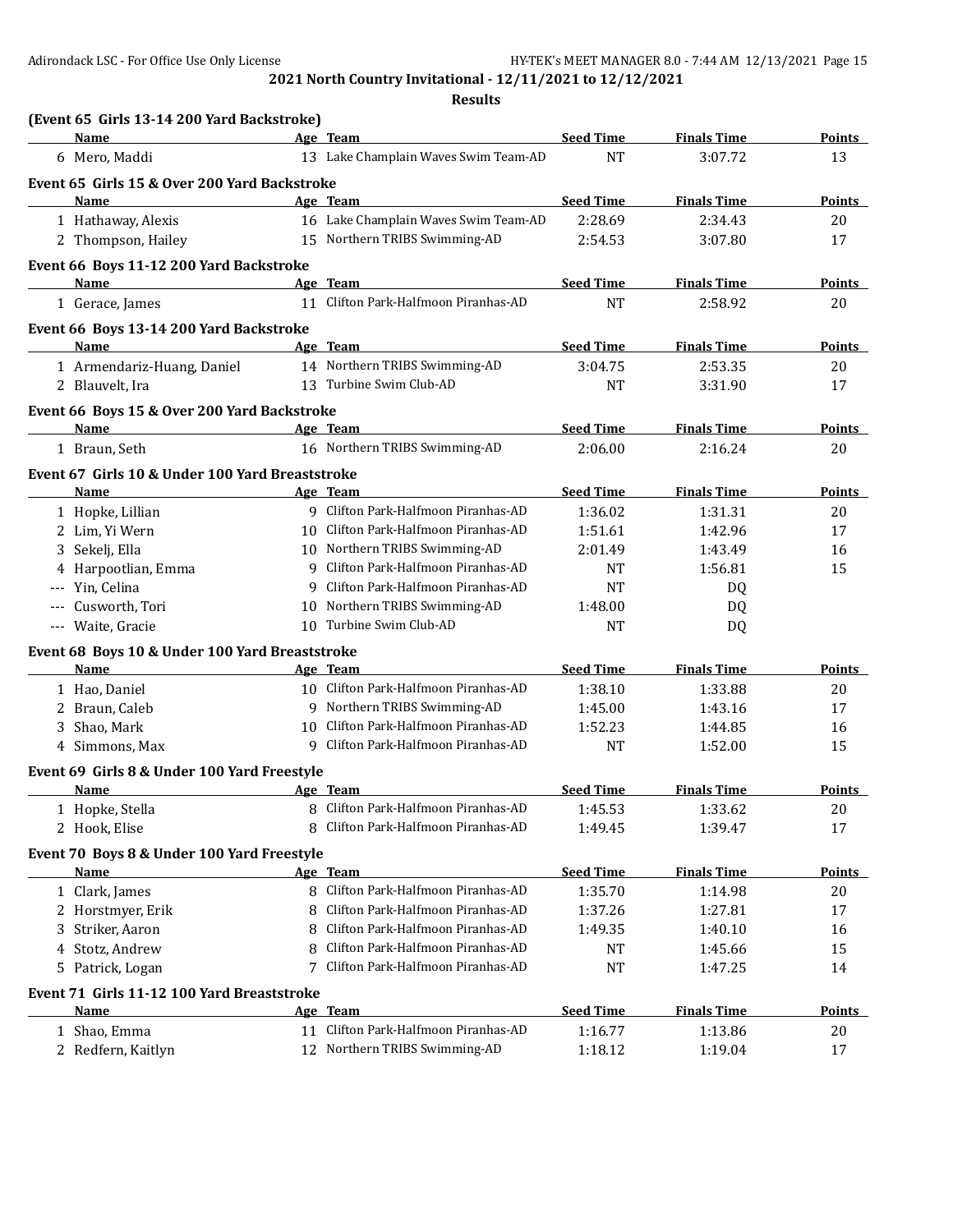**2021 North Country Invitational - 12/11/2021 to 12/12/2021**

**Results**

### (Event 65 Girls 13-14 200 Yard Backstroke)

| | Name | Age | Team | Seed Time | Finals Time | Points |
|---|---|---|---|---|---|---|
| 6 | Mero, Maddi | 13 | Lake Champlain Waves Swim Team-AD | NT | 3:07.72 | 13 |

### Event 65 Girls 15 & Over 200 Yard Backstroke

| | Name | Age | Team | Seed Time | Finals Time | Points |
|---|---|---|---|---|---|---|
| 1 | Hathaway, Alexis | 16 | Lake Champlain Waves Swim Team-AD | 2:28.69 | 2:34.43 | 20 |
| 2 | Thompson, Hailey | 15 | Northern TRIBS Swimming-AD | 2:54.53 | 3:07.80 | 17 |

### Event 66 Boys 11-12 200 Yard Backstroke

| | Name | Age | Team | Seed Time | Finals Time | Points |
|---|---|---|---|---|---|---|
| 1 | Gerace, James | 11 | Clifton Park-Halfmoon Piranhas-AD | NT | 2:58.92 | 20 |

### Event 66 Boys 13-14 200 Yard Backstroke

| | Name | Age | Team | Seed Time | Finals Time | Points |
|---|---|---|---|---|---|---|
| 1 | Armendariz-Huang, Daniel | 14 | Northern TRIBS Swimming-AD | 3:04.75 | 2:53.35 | 20 |
| 2 | Blauvelt, Ira | 13 | Turbine Swim Club-AD | NT | 3:31.90 | 17 |

### Event 66 Boys 15 & Over 200 Yard Backstroke

| | Name | Age | Team | Seed Time | Finals Time | Points |
|---|---|---|---|---|---|---|
| 1 | Braun, Seth | 16 | Northern TRIBS Swimming-AD | 2:06.00 | 2:16.24 | 20 |

### Event 67 Girls 10 & Under 100 Yard Breaststroke

| | Name | Age | Team | Seed Time | Finals Time | Points |
|---|---|---|---|---|---|---|
| 1 | Hopke, Lillian | 9 | Clifton Park-Halfmoon Piranhas-AD | 1:36.02 | 1:31.31 | 20 |
| 2 | Lim, Yi Wern | 10 | Clifton Park-Halfmoon Piranhas-AD | 1:51.61 | 1:42.96 | 17 |
| 3 | Sekelj, Ella | 10 | Northern TRIBS Swimming-AD | 2:01.49 | 1:43.49 | 16 |
| 4 | Harpootlian, Emma | 9 | Clifton Park-Halfmoon Piranhas-AD | NT | 1:56.81 | 15 |
| --- | Yin, Celina | 9 | Clifton Park-Halfmoon Piranhas-AD | NT | DQ | |
| --- | Cusworth, Tori | 10 | Northern TRIBS Swimming-AD | 1:48.00 | DQ | |
| --- | Waite, Gracie | 10 | Turbine Swim Club-AD | NT | DQ | |

### Event 68 Boys 10 & Under 100 Yard Breaststroke

| | Name | Age | Team | Seed Time | Finals Time | Points |
|---|---|---|---|---|---|---|
| 1 | Hao, Daniel | 10 | Clifton Park-Halfmoon Piranhas-AD | 1:38.10 | 1:33.88 | 20 |
| 2 | Braun, Caleb | 9 | Northern TRIBS Swimming-AD | 1:45.00 | 1:43.16 | 17 |
| 3 | Shao, Mark | 10 | Clifton Park-Halfmoon Piranhas-AD | 1:52.23 | 1:44.85 | 16 |
| 4 | Simmons, Max | 9 | Clifton Park-Halfmoon Piranhas-AD | NT | 1:52.00 | 15 |

### Event 69 Girls 8 & Under 100 Yard Freestyle

| | Name | Age | Team | Seed Time | Finals Time | Points |
|---|---|---|---|---|---|---|
| 1 | Hopke, Stella | 8 | Clifton Park-Halfmoon Piranhas-AD | 1:45.53 | 1:33.62 | 20 |
| 2 | Hook, Elise | 8 | Clifton Park-Halfmoon Piranhas-AD | 1:49.45 | 1:39.47 | 17 |

### Event 70 Boys 8 & Under 100 Yard Freestyle

| | Name | Age | Team | Seed Time | Finals Time | Points |
|---|---|---|---|---|---|---|
| 1 | Clark, James | 8 | Clifton Park-Halfmoon Piranhas-AD | 1:35.70 | 1:14.98 | 20 |
| 2 | Horstmyer, Erik | 8 | Clifton Park-Halfmoon Piranhas-AD | 1:37.26 | 1:27.81 | 17 |
| 3 | Striker, Aaron | 8 | Clifton Park-Halfmoon Piranhas-AD | 1:49.35 | 1:40.10 | 16 |
| 4 | Stotz, Andrew | 8 | Clifton Park-Halfmoon Piranhas-AD | NT | 1:45.66 | 15 |
| 5 | Patrick, Logan | 7 | Clifton Park-Halfmoon Piranhas-AD | NT | 1:47.25 | 14 |

### Event 71 Girls 11-12 100 Yard Breaststroke

| | Name | Age | Team | Seed Time | Finals Time | Points |
|---|---|---|---|---|---|---|
| 1 | Shao, Emma | 11 | Clifton Park-Halfmoon Piranhas-AD | 1:16.77 | 1:13.86 | 20 |
| 2 | Redfern, Kaitlyn | 12 | Northern TRIBS Swimming-AD | 1:18.12 | 1:19.04 | 17 |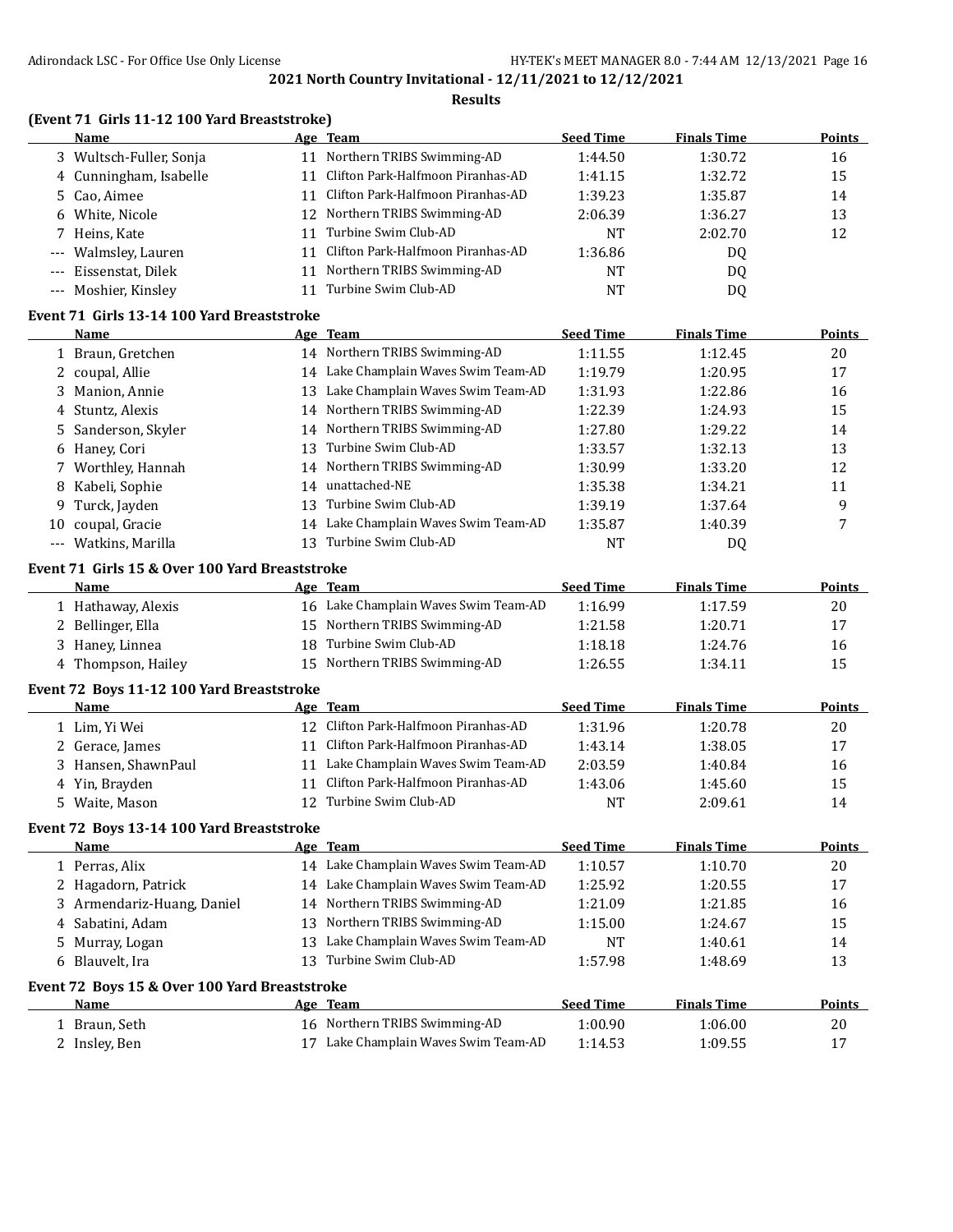**2021 North Country Invitational - 12/11/2021 to 12/12/2021**

**Results**

### (Event 71 Girls 11-12 100 Yard Breaststroke)

| | Name | Age | Team | Seed Time | Finals Time | Points |
|---|---|---|---|---|---|---|
| 3 | Wultsch-Fuller, Sonja | 11 | Northern TRIBS Swimming-AD | 1:44.50 | 1:30.72 | 16 |
| 4 | Cunningham, Isabelle | 11 | Clifton Park-Halfmoon Piranhas-AD | 1:41.15 | 1:32.72 | 15 |
| 5 | Cao, Aimee | 11 | Clifton Park-Halfmoon Piranhas-AD | 1:39.23 | 1:35.87 | 14 |
| 6 | White, Nicole | 12 | Northern TRIBS Swimming-AD | 2:06.39 | 1:36.27 | 13 |
| 7 | Heins, Kate | 11 | Turbine Swim Club-AD | NT | 2:02.70 | 12 |
| --- | Walmsley, Lauren | 11 | Clifton Park-Halfmoon Piranhas-AD | 1:36.86 | DQ | |
| --- | Eissenstat, Dilek | 11 | Northern TRIBS Swimming-AD | NT | DQ | |
| --- | Moshier, Kinsley | 11 | Turbine Swim Club-AD | NT | DQ | |

### Event 71 Girls 13-14 100 Yard Breaststroke

| | Name | Age | Team | Seed Time | Finals Time | Points |
|---|---|---|---|---|---|---|
| 1 | Braun, Gretchen | 14 | Northern TRIBS Swimming-AD | 1:11.55 | 1:12.45 | 20 |
| 2 | coupal, Allie | 14 | Lake Champlain Waves Swim Team-AD | 1:19.79 | 1:20.95 | 17 |
| 3 | Manion, Annie | 13 | Lake Champlain Waves Swim Team-AD | 1:31.93 | 1:22.86 | 16 |
| 4 | Stuntz, Alexis | 14 | Northern TRIBS Swimming-AD | 1:22.39 | 1:24.93 | 15 |
| 5 | Sanderson, Skyler | 14 | Northern TRIBS Swimming-AD | 1:27.80 | 1:29.22 | 14 |
| 6 | Haney, Cori | 13 | Turbine Swim Club-AD | 1:33.57 | 1:32.13 | 13 |
| 7 | Worthley, Hannah | 14 | Northern TRIBS Swimming-AD | 1:30.99 | 1:33.20 | 12 |
| 8 | Kabeli, Sophie | 14 | unattached-NE | 1:35.38 | 1:34.21 | 11 |
| 9 | Turck, Jayden | 13 | Turbine Swim Club-AD | 1:39.19 | 1:37.64 | 9 |
| 10 | coupal, Gracie | 14 | Lake Champlain Waves Swim Team-AD | 1:35.87 | 1:40.39 | 7 |
| --- | Watkins, Marilla | 13 | Turbine Swim Club-AD | NT | DQ | |

### Event 71 Girls 15 & Over 100 Yard Breaststroke

| | Name | Age | Team | Seed Time | Finals Time | Points |
|---|---|---|---|---|---|---|
| 1 | Hathaway, Alexis | 16 | Lake Champlain Waves Swim Team-AD | 1:16.99 | 1:17.59 | 20 |
| 2 | Bellinger, Ella | 15 | Northern TRIBS Swimming-AD | 1:21.58 | 1:20.71 | 17 |
| 3 | Haney, Linnea | 18 | Turbine Swim Club-AD | 1:18.18 | 1:24.76 | 16 |
| 4 | Thompson, Hailey | 15 | Northern TRIBS Swimming-AD | 1:26.55 | 1:34.11 | 15 |

### Event 72 Boys 11-12 100 Yard Breaststroke

| | Name | Age | Team | Seed Time | Finals Time | Points |
|---|---|---|---|---|---|---|
| 1 | Lim, Yi Wei | 12 | Clifton Park-Halfmoon Piranhas-AD | 1:31.96 | 1:20.78 | 20 |
| 2 | Gerace, James | 11 | Clifton Park-Halfmoon Piranhas-AD | 1:43.14 | 1:38.05 | 17 |
| 3 | Hansen, ShawnPaul | 11 | Lake Champlain Waves Swim Team-AD | 2:03.59 | 1:40.84 | 16 |
| 4 | Yin, Brayden | 11 | Clifton Park-Halfmoon Piranhas-AD | 1:43.06 | 1:45.60 | 15 |
| 5 | Waite, Mason | 12 | Turbine Swim Club-AD | NT | 2:09.61 | 14 |

### Event 72 Boys 13-14 100 Yard Breaststroke

| | Name | Age | Team | Seed Time | Finals Time | Points |
|---|---|---|---|---|---|---|
| 1 | Perras, Alix | 14 | Lake Champlain Waves Swim Team-AD | 1:10.57 | 1:10.70 | 20 |
| 2 | Hagadorn, Patrick | 14 | Lake Champlain Waves Swim Team-AD | 1:25.92 | 1:20.55 | 17 |
| 3 | Armendariz-Huang, Daniel | 14 | Northern TRIBS Swimming-AD | 1:21.09 | 1:21.85 | 16 |
| 4 | Sabatini, Adam | 13 | Northern TRIBS Swimming-AD | 1:15.00 | 1:24.67 | 15 |
| 5 | Murray, Logan | 13 | Lake Champlain Waves Swim Team-AD | NT | 1:40.61 | 14 |
| 6 | Blauvelt, Ira | 13 | Turbine Swim Club-AD | 1:57.98 | 1:48.69 | 13 |

### Event 72 Boys 15 & Over 100 Yard Breaststroke

| | Name | Age | Team | Seed Time | Finals Time | Points |
|---|---|---|---|---|---|---|
| 1 | Braun, Seth | 16 | Northern TRIBS Swimming-AD | 1:00.90 | 1:06.00 | 20 |
| 2 | Insley, Ben | 17 | Lake Champlain Waves Swim Team-AD | 1:14.53 | 1:09.55 | 17 |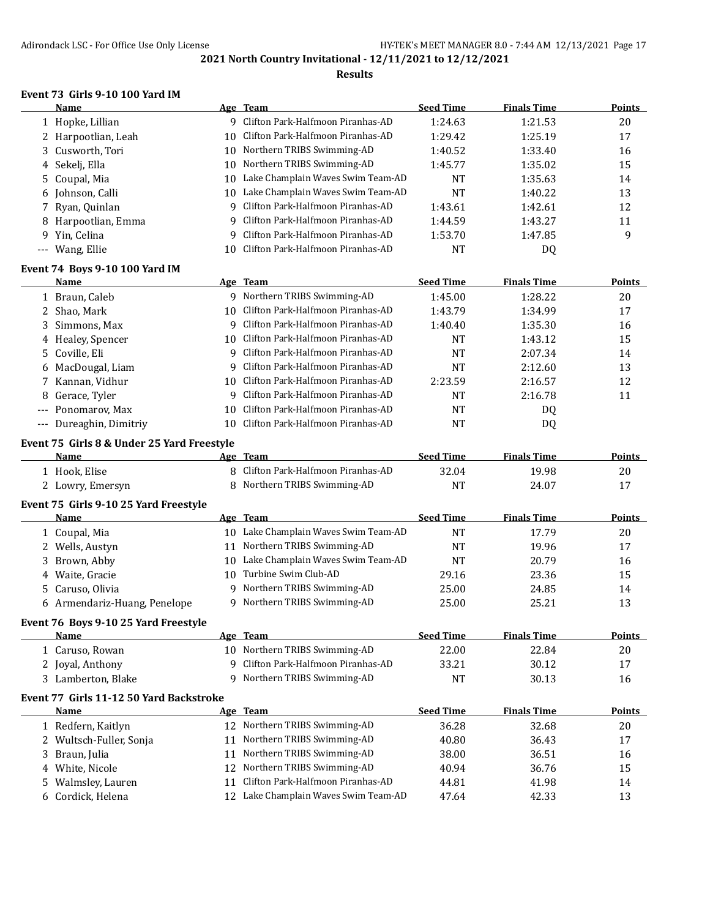**2021 North Country Invitational - 12/11/2021 to 12/12/2021**

**Results**

### Event 73 Girls 9-10 100 Yard IM

| | Name | Age | Team | Seed Time | Finals Time | Points |
|---|---|---|---|---|---|---|
| 1 | Hopke, Lillian | 9 | Clifton Park-Halfmoon Piranhas-AD | 1:24.63 | 1:21.53 | 20 |
| 2 | Harpootlian, Leah | 10 | Clifton Park-Halfmoon Piranhas-AD | 1:29.42 | 1:25.19 | 17 |
| 3 | Cusworth, Tori | 10 | Northern TRIBS Swimming-AD | 1:40.52 | 1:33.40 | 16 |
| 4 | Sekelj, Ella | 10 | Northern TRIBS Swimming-AD | 1:45.77 | 1:35.02 | 15 |
| 5 | Coupal, Mia | 10 | Lake Champlain Waves Swim Team-AD | NT | 1:35.63 | 14 |
| 6 | Johnson, Calli | 10 | Lake Champlain Waves Swim Team-AD | NT | 1:40.22 | 13 |
| 7 | Ryan, Quinlan | 9 | Clifton Park-Halfmoon Piranhas-AD | 1:43.61 | 1:42.61 | 12 |
| 8 | Harpootlian, Emma | 9 | Clifton Park-Halfmoon Piranhas-AD | 1:44.59 | 1:43.27 | 11 |
| 9 | Yin, Celina | 9 | Clifton Park-Halfmoon Piranhas-AD | 1:53.70 | 1:47.85 | 9 |
| --- | Wang, Ellie | 10 | Clifton Park-Halfmoon Piranhas-AD | NT | DQ | |

### Event 74 Boys 9-10 100 Yard IM

| | Name | Age | Team | Seed Time | Finals Time | Points |
|---|---|---|---|---|---|---|
| 1 | Braun, Caleb | 9 | Northern TRIBS Swimming-AD | 1:45.00 | 1:28.22 | 20 |
| 2 | Shao, Mark | 10 | Clifton Park-Halfmoon Piranhas-AD | 1:43.79 | 1:34.99 | 17 |
| 3 | Simmons, Max | 9 | Clifton Park-Halfmoon Piranhas-AD | 1:40.40 | 1:35.30 | 16 |
| 4 | Healey, Spencer | 10 | Clifton Park-Halfmoon Piranhas-AD | NT | 1:43.12 | 15 |
| 5 | Coville, Eli | 9 | Clifton Park-Halfmoon Piranhas-AD | NT | 2:07.34 | 14 |
| 6 | MacDougal, Liam | 9 | Clifton Park-Halfmoon Piranhas-AD | NT | 2:12.60 | 13 |
| 7 | Kannan, Vidhur | 10 | Clifton Park-Halfmoon Piranhas-AD | 2:23.59 | 2:16.57 | 12 |
| 8 | Gerace, Tyler | 9 | Clifton Park-Halfmoon Piranhas-AD | NT | 2:16.78 | 11 |
| --- | Ponomarov, Max | 10 | Clifton Park-Halfmoon Piranhas-AD | NT | DQ | |
| --- | Dureaghin, Dimitriy | 10 | Clifton Park-Halfmoon Piranhas-AD | NT | DQ | |

### Event 75 Girls 8 & Under 25 Yard Freestyle

| | Name | Age | Team | Seed Time | Finals Time | Points |
|---|---|---|---|---|---|---|
| 1 | Hook, Elise | 8 | Clifton Park-Halfmoon Piranhas-AD | 32.04 | 19.98 | 20 |
| 2 | Lowry, Emersyn | 8 | Northern TRIBS Swimming-AD | NT | 24.07 | 17 |

### Event 75 Girls 9-10 25 Yard Freestyle

| | Name | Age | Team | Seed Time | Finals Time | Points |
|---|---|---|---|---|---|---|
| 1 | Coupal, Mia | 10 | Lake Champlain Waves Swim Team-AD | NT | 17.79 | 20 |
| 2 | Wells, Austyn | 11 | Northern TRIBS Swimming-AD | NT | 19.96 | 17 |
| 3 | Brown, Abby | 10 | Lake Champlain Waves Swim Team-AD | NT | 20.79 | 16 |
| 4 | Waite, Gracie | 10 | Turbine Swim Club-AD | 29.16 | 23.36 | 15 |
| 5 | Caruso, Olivia | 9 | Northern TRIBS Swimming-AD | 25.00 | 24.85 | 14 |
| 6 | Armendariz-Huang, Penelope | 9 | Northern TRIBS Swimming-AD | 25.00 | 25.21 | 13 |

### Event 76 Boys 9-10 25 Yard Freestyle

| | Name | Age | Team | Seed Time | Finals Time | Points |
|---|---|---|---|---|---|---|
| 1 | Caruso, Rowan | 10 | Northern TRIBS Swimming-AD | 22.00 | 22.84 | 20 |
| 2 | Joyal, Anthony | 9 | Clifton Park-Halfmoon Piranhas-AD | 33.21 | 30.12 | 17 |
| 3 | Lamberton, Blake | 9 | Northern TRIBS Swimming-AD | NT | 30.13 | 16 |

### Event 77 Girls 11-12 50 Yard Backstroke

| | Name | Age | Team | Seed Time | Finals Time | Points |
|---|---|---|---|---|---|---|
| 1 | Redfern, Kaitlyn | 12 | Northern TRIBS Swimming-AD | 36.28 | 32.68 | 20 |
| 2 | Wultsch-Fuller, Sonja | 11 | Northern TRIBS Swimming-AD | 40.80 | 36.43 | 17 |
| 3 | Braun, Julia | 11 | Northern TRIBS Swimming-AD | 38.00 | 36.51 | 16 |
| 4 | White, Nicole | 12 | Northern TRIBS Swimming-AD | 40.94 | 36.76 | 15 |
| 5 | Walmsley, Lauren | 11 | Clifton Park-Halfmoon Piranhas-AD | 44.81 | 41.98 | 14 |
| 6 | Cordick, Helena | 12 | Lake Champlain Waves Swim Team-AD | 47.64 | 42.33 | 13 |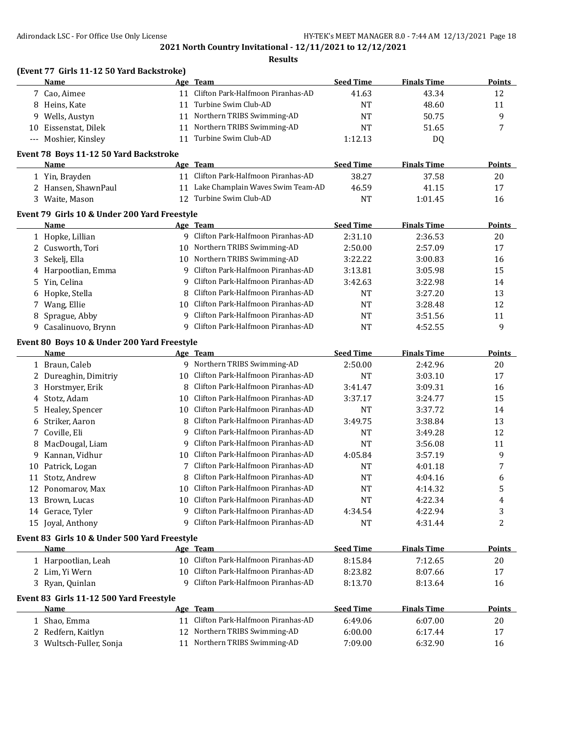**2021 North Country Invitational - 12/11/2021 to 12/12/2021**

**Results**

### (Event 77 Girls 11-12 50 Yard Backstroke)

| | Name | Age | Team | Seed Time | Finals Time | Points |
|---|---|---|---|---|---|---|
| 7 | Cao, Aimee | 11 | Clifton Park-Halfmoon Piranhas-AD | 41.63 | 43.34 | 12 |
| 8 | Heins, Kate | 11 | Turbine Swim Club-AD | NT | 48.60 | 11 |
| 9 | Wells, Austyn | 11 | Northern TRIBS Swimming-AD | NT | 50.75 | 9 |
| 10 | Eissenstat, Dilek | 11 | Northern TRIBS Swimming-AD | NT | 51.65 | 7 |
| --- | Moshier, Kinsley | 11 | Turbine Swim Club-AD | 1:12.13 | DQ | |

### Event 78 Boys 11-12 50 Yard Backstroke

| | Name | Age | Team | Seed Time | Finals Time | Points |
|---|---|---|---|---|---|---|
| 1 | Yin, Brayden | 11 | Clifton Park-Halfmoon Piranhas-AD | 38.27 | 37.58 | 20 |
| 2 | Hansen, ShawnPaul | 11 | Lake Champlain Waves Swim Team-AD | 46.59 | 41.15 | 17 |
| 3 | Waite, Mason | 12 | Turbine Swim Club-AD | NT | 1:01.45 | 16 |

### Event 79 Girls 10 & Under 200 Yard Freestyle

| | Name | Age | Team | Seed Time | Finals Time | Points |
|---|---|---|---|---|---|---|
| 1 | Hopke, Lillian | 9 | Clifton Park-Halfmoon Piranhas-AD | 2:31.10 | 2:36.53 | 20 |
| 2 | Cusworth, Tori | 10 | Northern TRIBS Swimming-AD | 2:50.00 | 2:57.09 | 17 |
| 3 | Sekelj, Ella | 10 | Northern TRIBS Swimming-AD | 3:22.22 | 3:00.83 | 16 |
| 4 | Harpootlian, Emma | 9 | Clifton Park-Halfmoon Piranhas-AD | 3:13.81 | 3:05.98 | 15 |
| 5 | Yin, Celina | 9 | Clifton Park-Halfmoon Piranhas-AD | 3:42.63 | 3:22.98 | 14 |
| 6 | Hopke, Stella | 8 | Clifton Park-Halfmoon Piranhas-AD | NT | 3:27.20 | 13 |
| 7 | Wang, Ellie | 10 | Clifton Park-Halfmoon Piranhas-AD | NT | 3:28.48 | 12 |
| 8 | Sprague, Abby | 9 | Clifton Park-Halfmoon Piranhas-AD | NT | 3:51.56 | 11 |
| 9 | Casalinuovo, Brynn | 9 | Clifton Park-Halfmoon Piranhas-AD | NT | 4:52.55 | 9 |

### Event 80 Boys 10 & Under 200 Yard Freestyle

| | Name | Age | Team | Seed Time | Finals Time | Points |
|---|---|---|---|---|---|---|
| 1 | Braun, Caleb | 9 | Northern TRIBS Swimming-AD | 2:50.00 | 2:42.96 | 20 |
| 2 | Dureaghin, Dimitriy | 10 | Clifton Park-Halfmoon Piranhas-AD | NT | 3:03.10 | 17 |
| 3 | Horstmyer, Erik | 8 | Clifton Park-Halfmoon Piranhas-AD | 3:41.47 | 3:09.31 | 16 |
| 4 | Stotz, Adam | 10 | Clifton Park-Halfmoon Piranhas-AD | 3:37.17 | 3:24.77 | 15 |
| 5 | Healey, Spencer | 10 | Clifton Park-Halfmoon Piranhas-AD | NT | 3:37.72 | 14 |
| 6 | Striker, Aaron | 8 | Clifton Park-Halfmoon Piranhas-AD | 3:49.75 | 3:38.84 | 13 |
| 7 | Coville, Eli | 9 | Clifton Park-Halfmoon Piranhas-AD | NT | 3:49.28 | 12 |
| 8 | MacDougal, Liam | 9 | Clifton Park-Halfmoon Piranhas-AD | NT | 3:56.08 | 11 |
| 9 | Kannan, Vidhur | 10 | Clifton Park-Halfmoon Piranhas-AD | 4:05.84 | 3:57.19 | 9 |
| 10 | Patrick, Logan | 7 | Clifton Park-Halfmoon Piranhas-AD | NT | 4:01.18 | 7 |
| 11 | Stotz, Andrew | 8 | Clifton Park-Halfmoon Piranhas-AD | NT | 4:04.16 | 6 |
| 12 | Ponomarov, Max | 10 | Clifton Park-Halfmoon Piranhas-AD | NT | 4:14.32 | 5 |
| 13 | Brown, Lucas | 10 | Clifton Park-Halfmoon Piranhas-AD | NT | 4:22.34 | 4 |
| 14 | Gerace, Tyler | 9 | Clifton Park-Halfmoon Piranhas-AD | 4:34.54 | 4:22.94 | 3 |
| 15 | Joyal, Anthony | 9 | Clifton Park-Halfmoon Piranhas-AD | NT | 4:31.44 | 2 |

### Event 83 Girls 10 & Under 500 Yard Freestyle

| | Name | Age | Team | Seed Time | Finals Time | Points |
|---|---|---|---|---|---|---|
| 1 | Harpootlian, Leah | 10 | Clifton Park-Halfmoon Piranhas-AD | 8:15.84 | 7:12.65 | 20 |
| 2 | Lim, Yi Wern | 10 | Clifton Park-Halfmoon Piranhas-AD | 8:23.82 | 8:07.66 | 17 |
| 3 | Ryan, Quinlan | 9 | Clifton Park-Halfmoon Piranhas-AD | 8:13.70 | 8:13.64 | 16 |

### Event 83 Girls 11-12 500 Yard Freestyle

| | Name | Age | Team | Seed Time | Finals Time | Points |
|---|---|---|---|---|---|---|
| 1 | Shao, Emma | 11 | Clifton Park-Halfmoon Piranhas-AD | 6:49.06 | 6:07.00 | 20 |
| 2 | Redfern, Kaitlyn | 12 | Northern TRIBS Swimming-AD | 6:00.00 | 6:17.44 | 17 |
| 3 | Wultsch-Fuller, Sonja | 11 | Northern TRIBS Swimming-AD | 7:09.00 | 6:32.90 | 16 |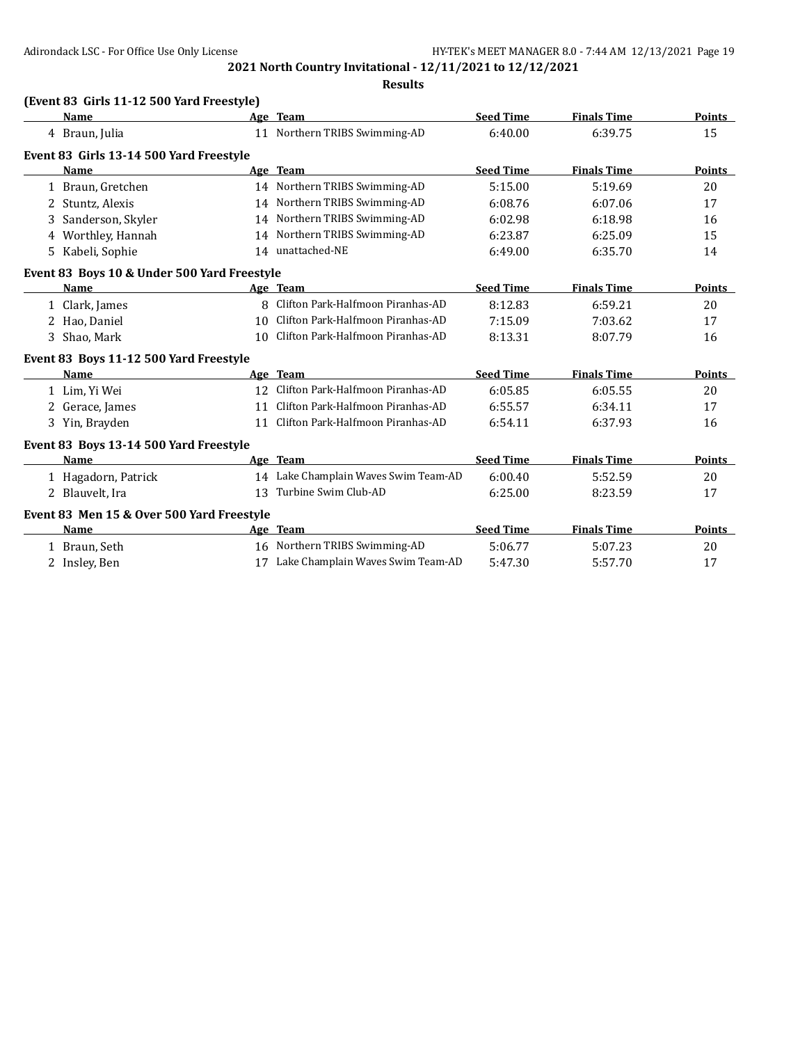**2021 North Country Invitational - 12/11/2021 to 12/12/2021**

**Results**

### (Event 83 Girls 11-12 500 Yard Freestyle)

| | Name | Age | Team | Seed Time | Finals Time | Points |
|---|---|---|---|---|---|---|
| 4 | Braun, Julia | 11 | Northern TRIBS Swimming-AD | 6:40.00 | 6:39.75 | 15 |

### Event 83 Girls 13-14 500 Yard Freestyle

| | Name | Age | Team | Seed Time | Finals Time | Points |
|---|---|---|---|---|---|---|
| 1 | Braun, Gretchen | 14 | Northern TRIBS Swimming-AD | 5:15.00 | 5:19.69 | 20 |
| 2 | Stuntz, Alexis | 14 | Northern TRIBS Swimming-AD | 6:08.76 | 6:07.06 | 17 |
| 3 | Sanderson, Skyler | 14 | Northern TRIBS Swimming-AD | 6:02.98 | 6:18.98 | 16 |
| 4 | Worthley, Hannah | 14 | Northern TRIBS Swimming-AD | 6:23.87 | 6:25.09 | 15 |
| 5 | Kabeli, Sophie | 14 | unattached-NE | 6:49.00 | 6:35.70 | 14 |

### Event 83 Boys 10 & Under 500 Yard Freestyle

| | Name | Age | Team | Seed Time | Finals Time | Points |
|---|---|---|---|---|---|---|
| 1 | Clark, James | 8 | Clifton Park-Halfmoon Piranhas-AD | 8:12.83 | 6:59.21 | 20 |
| 2 | Hao, Daniel | 10 | Clifton Park-Halfmoon Piranhas-AD | 7:15.09 | 7:03.62 | 17 |
| 3 | Shao, Mark | 10 | Clifton Park-Halfmoon Piranhas-AD | 8:13.31 | 8:07.79 | 16 |

### Event 83 Boys 11-12 500 Yard Freestyle

| | Name | Age | Team | Seed Time | Finals Time | Points |
|---|---|---|---|---|---|---|
| 1 | Lim, Yi Wei | 12 | Clifton Park-Halfmoon Piranhas-AD | 6:05.85 | 6:05.55 | 20 |
| 2 | Gerace, James | 11 | Clifton Park-Halfmoon Piranhas-AD | 6:55.57 | 6:34.11 | 17 |
| 3 | Yin, Brayden | 11 | Clifton Park-Halfmoon Piranhas-AD | 6:54.11 | 6:37.93 | 16 |

### Event 83 Boys 13-14 500 Yard Freestyle

| | Name | Age | Team | Seed Time | Finals Time | Points |
|---|---|---|---|---|---|---|
| 1 | Hagadorn, Patrick | 14 | Lake Champlain Waves Swim Team-AD | 6:00.40 | 5:52.59 | 20 |
| 2 | Blauvelt, Ira | 13 | Turbine Swim Club-AD | 6:25.00 | 8:23.59 | 17 |

### Event 83 Men 15 & Over 500 Yard Freestyle

| | Name | Age | Team | Seed Time | Finals Time | Points |
|---|---|---|---|---|---|---|
| 1 | Braun, Seth | 16 | Northern TRIBS Swimming-AD | 5:06.77 | 5:07.23 | 20 |
| 2 | Insley, Ben | 17 | Lake Champlain Waves Swim Team-AD | 5:47.30 | 5:57.70 | 17 |